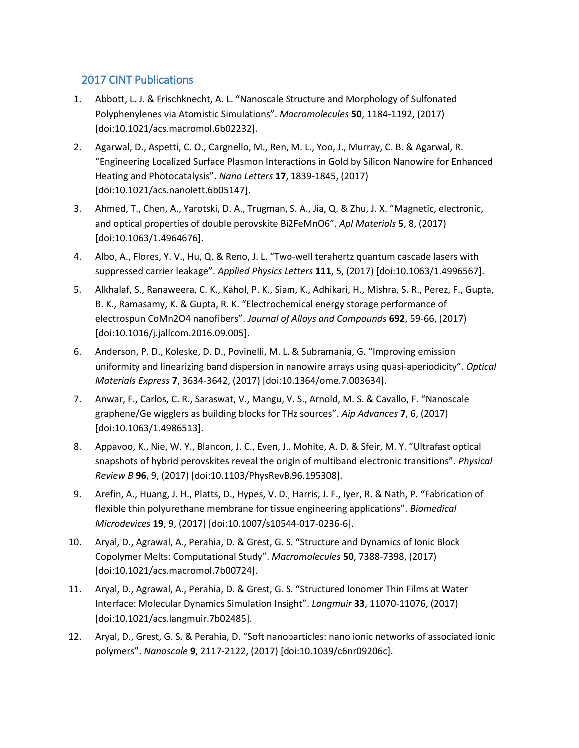## 2017 CINT Publications

1. Abbott, L. J. & Frischknecht, A. L. "Nanoscale Structure and Morphology of Sulfonated Polyphenylenes via Atomistic Simulations". *Macromolecules* **50**, 1184-1192, (2017) [doi:10.1021/acs.macromol.6b02232].
2. Agarwal, D., Aspetti, C. O., Cargnello, M., Ren, M. L., Yoo, J., Murray, C. B. & Agarwal, R. "Engineering Localized Surface Plasmon Interactions in Gold by Silicon Nanowire for Enhanced Heating and Photocatalysis". *Nano Letters* **17**, 1839-1845, (2017) [doi:10.1021/acs.nanolett.6b05147].
3. Ahmed, T., Chen, A., Yarotski, D. A., Trugman, S. A., Jia, Q. & Zhu, J. X. "Magnetic, electronic, and optical properties of double perovskite $Bi_2FeMnO_6$". *Apl Materials* **5**, 8, (2017) [doi:10.1063/1.4964676].
4. Albo, A., Flores, Y. V., Hu, Q. & Reno, J. L. "Two-well terahertz quantum cascade lasers with suppressed carrier leakage". *Applied Physics Letters* **111**, 5, (2017) [doi:10.1063/1.4996567].
5. Alkhalaf, S., Ranaweera, C. K., Kahol, P. K., Siam, K., Adhikari, H., Mishra, S. R., Perez, F., Gupta, B. K., Ramasamy, K. & Gupta, R. K. "Electrochemical energy storage performance of electrospun $CoMn_2O_4$ nanofibers". *Journal of Alloys and Compounds* **692**, 59-66, (2017) [doi:10.1016/j.jallcom.2016.09.005].
6. Anderson, P. D., Koleske, D. D., Povinelli, M. L. & Subramania, G. "Improving emission uniformity and linearizing band dispersion in nanowire arrays using quasi-aperiodicity". *Optical Materials Express* **7**, 3634-3642, (2017) [doi:10.1364/ome.7.003634].
7. Anwar, F., Carlos, C. R., Saraswat, V., Mangu, V. S., Arnold, M. S. & Cavallo, F. "Nanoscale graphene/Ge wigglers as building blocks for THz sources". *Aip Advances* **7**, 6, (2017) [doi:10.1063/1.4986513].
8. Appavoo, K., Nie, W. Y., Blancon, J. C., Even, J., Mohite, A. D. & Sfeir, M. Y. "Ultrafast optical snapshots of hybrid perovskites reveal the origin of multiband electronic transitions". *Physical Review B* **96**, 9, (2017) [doi:10.1103/PhysRevB.96.195308].
9. Arefin, A., Huang, J. H., Platts, D., Hypes, V. D., Harris, J. F., Iyer, R. & Nath, P. "Fabrication of flexible thin polyurethane membrane for tissue engineering applications". *Biomedical Microdevices* **19**, 9, (2017) [doi:10.1007/s10544-017-0236-6].
10. Aryal, D., Agrawal, A., Perahia, D. & Grest, G. S. "Structure and Dynamics of Ionic Block Copolymer Melts: Computational Study". *Macromolecules* **50**, 7388-7398, (2017) [doi:10.1021/acs.macromol.7b00724].
11. Aryal, D., Agrawal, A., Perahia, D. & Grest, G. S. "Structured Ionomer Thin Films at Water Interface: Molecular Dynamics Simulation Insight". *Langmuir* **33**, 11070-11076, (2017) [doi:10.1021/acs.langmuir.7b02485].
12. Aryal, D., Grest, G. S. & Perahia, D. "Soft nanoparticles: nano ionic networks of associated ionic polymers". *Nanoscale* **9**, 2117-2122, (2017) [doi:10.1039/c6nr09206c].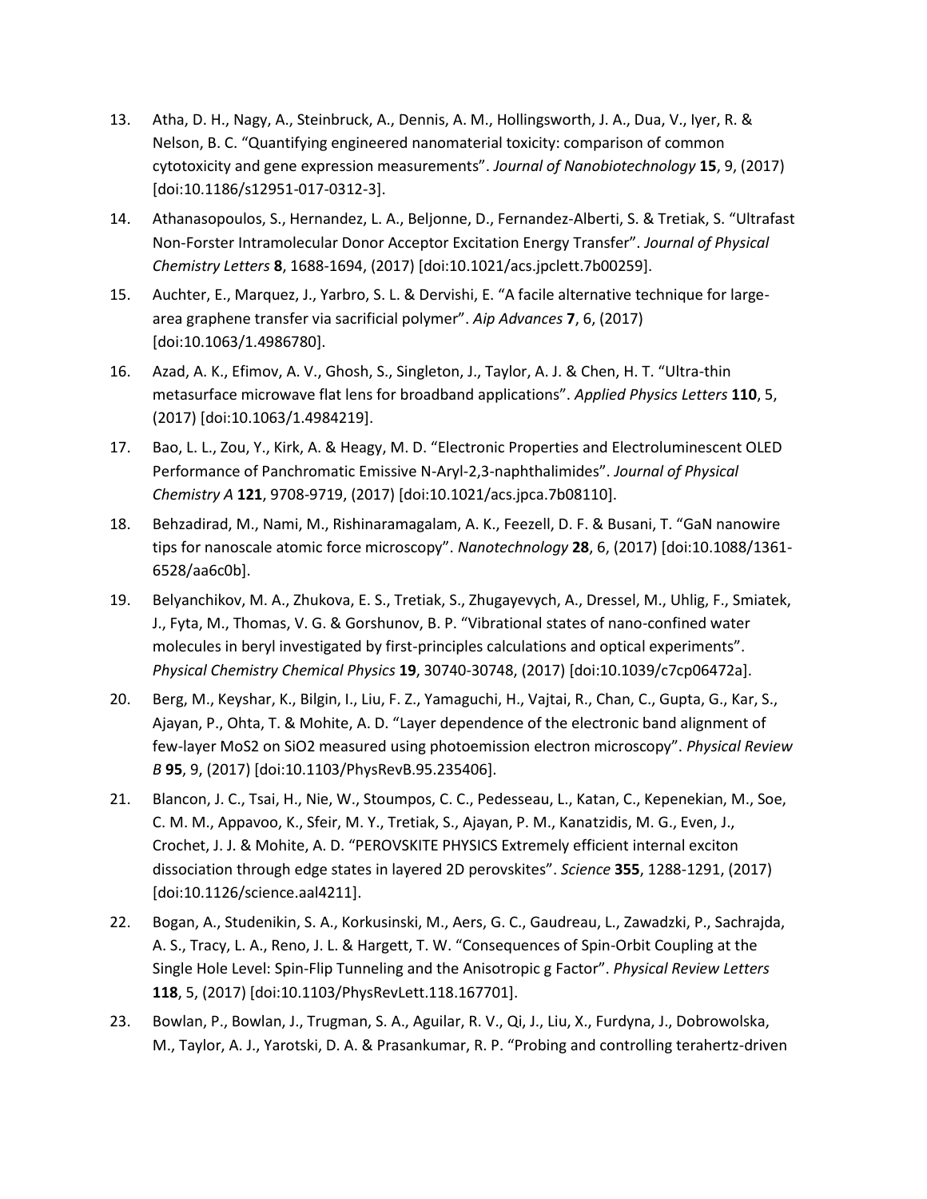13. Atha, D. H., Nagy, A., Steinbruck, A., Dennis, A. M., Hollingsworth, J. A., Dua, V., Iyer, R. & Nelson, B. C. "Quantifying engineered nanomaterial toxicity: comparison of common cytotoxicity and gene expression measurements". *Journal of Nanobiotechnology* **15**, 9, (2017) [doi:10.1186/s12951-017-0312-3].

14. Athanasopoulos, S., Hernandez, L. A., Beljonne, D., Fernandez-Alberti, S. & Tretiak, S. "Ultrafast Non-Forster Intramolecular Donor Acceptor Excitation Energy Transfer". *Journal of Physical Chemistry Letters* **8**, 1688-1694, (2017) [doi:10.1021/acs.jpclett.7b00259].

15. Auchter, E., Marquez, J., Yarbro, S. L. & Dervishi, E. "A facile alternative technique for large-area graphene transfer via sacrificial polymer". *Aip Advances* **7**, 6, (2017) [doi:10.1063/1.4986780].

16. Azad, A. K., Efimov, A. V., Ghosh, S., Singleton, J., Taylor, A. J. & Chen, H. T. "Ultra-thin metasurface microwave flat lens for broadband applications". *Applied Physics Letters* **110**, 5, (2017) [doi:10.1063/1.4984219].

17. Bao, L. L., Zou, Y., Kirk, A. & Heagy, M. D. "Electronic Properties and Electroluminescent OLED Performance of Panchromatic Emissive N-Aryl-2,3-naphthalimides". *Journal of Physical Chemistry A* **121**, 9708-9719, (2017) [doi:10.1021/acs.jpca.7b08110].

18. Behzadirad, M., Nami, M., Rishinaramagalam, A. K., Feezell, D. F. & Busani, T. "GaN nanowire tips for nanoscale atomic force microscopy". *Nanotechnology* **28**, 6, (2017) [doi:10.1088/1361-6528/aa6c0b].

19. Belyanchikov, M. A., Zhukova, E. S., Tretiak, S., Zhugayevych, A., Dressel, M., Uhlig, F., Smiatek, J., Fyta, M., Thomas, V. G. & Gorshunov, B. P. "Vibrational states of nano-confined water molecules in beryl investigated by first-principles calculations and optical experiments". *Physical Chemistry Chemical Physics* **19**, 30740-30748, (2017) [doi:10.1039/c7cp06472a].

20. Berg, M., Keyshar, K., Bilgin, I., Liu, F. Z., Yamaguchi, H., Vajtai, R., Chan, C., Gupta, G., Kar, S., Ajayan, P., Ohta, T. & Mohite, A. D. "Layer dependence of the electronic band alignment of few-layer MoS2 on SiO2 measured using photoemission electron microscopy". *Physical Review B* **95**, 9, (2017) [doi:10.1103/PhysRevB.95.235406].

21. Blancon, J. C., Tsai, H., Nie, W., Stoumpos, C. C., Pedesseau, L., Katan, C., Kepenekian, M., Soe, C. M. M., Appavoo, K., Sfeir, M. Y., Tretiak, S., Ajayan, P. M., Kanatzidis, M. G., Even, J., Crochet, J. J. & Mohite, A. D. "PEROVSKITE PHYSICS Extremely efficient internal exciton dissociation through edge states in layered 2D perovskites". *Science* **355**, 1288-1291, (2017) [doi:10.1126/science.aal4211].

22. Bogan, A., Studenikin, S. A., Korkusinski, M., Aers, G. C., Gaudreau, L., Zawadzki, P., Sachrajda, A. S., Tracy, L. A., Reno, J. L. & Hargett, T. W. "Consequences of Spin-Orbit Coupling at the Single Hole Level: Spin-Flip Tunneling and the Anisotropic g Factor". *Physical Review Letters* **118**, 5, (2017) [doi:10.1103/PhysRevLett.118.167701].

23. Bowlan, P., Bowlan, J., Trugman, S. A., Aguilar, R. V., Qi, J., Liu, X., Furdyna, J., Dobrowolska, M., Taylor, A. J., Yarotski, D. A. & Prasankumar, R. P. "Probing and controlling terahertz-driven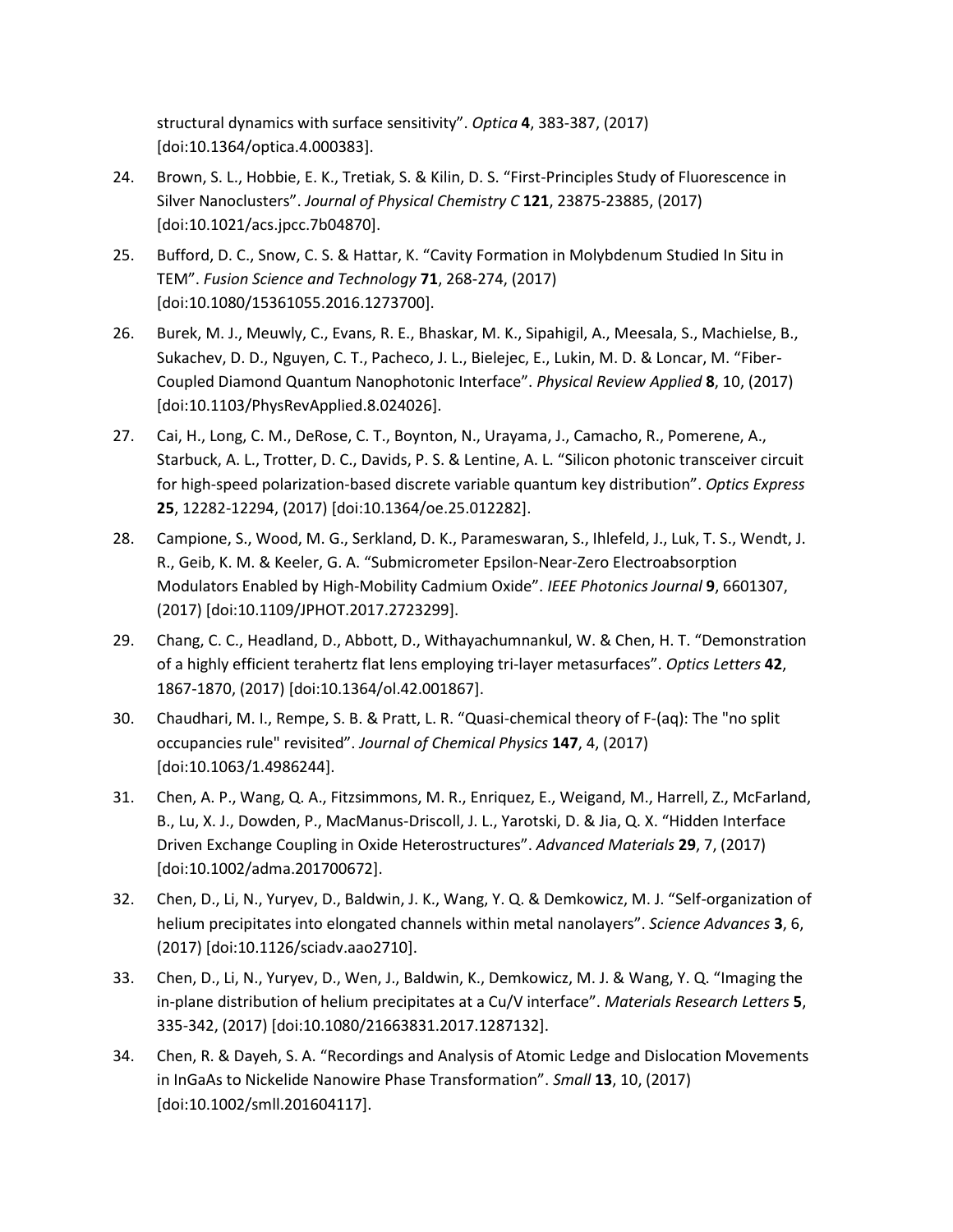structural dynamics with surface sensitivity". *Optica* **4**, 383-387, (2017) [doi:10.1364/optica.4.000383].

24. Brown, S. L., Hobbie, E. K., Tretiak, S. & Kilin, D. S. "First-Principles Study of Fluorescence in Silver Nanoclusters". *Journal of Physical Chemistry C* **121**, 23875-23885, (2017) [doi:10.1021/acs.jpcc.7b04870].

25. Bufford, D. C., Snow, C. S. & Hattar, K. "Cavity Formation in Molybdenum Studied In Situ in TEM". *Fusion Science and Technology* **71**, 268-274, (2017) [doi:10.1080/15361055.2016.1273700].

26. Burek, M. J., Meuwly, C., Evans, R. E., Bhaskar, M. K., Sipahigil, A., Meesala, S., Machielse, B., Sukachev, D. D., Nguyen, C. T., Pacheco, J. L., Bielejec, E., Lukin, M. D. & Loncar, M. "Fiber-Coupled Diamond Quantum Nanophotonic Interface". *Physical Review Applied* **8**, 10, (2017) [doi:10.1103/PhysRevApplied.8.024026].

27. Cai, H., Long, C. M., DeRose, C. T., Boynton, N., Urayama, J., Camacho, R., Pomerene, A., Starbuck, A. L., Trotter, D. C., Davids, P. S. & Lentine, A. L. "Silicon photonic transceiver circuit for high-speed polarization-based discrete variable quantum key distribution". *Optics Express* **25**, 12282-12294, (2017) [doi:10.1364/oe.25.012282].

28. Campione, S., Wood, M. G., Serkland, D. K., Parameswaran, S., Ihlefeld, J., Luk, T. S., Wendt, J. R., Geib, K. M. & Keeler, G. A. "Submicrometer Epsilon-Near-Zero Electroabsorption Modulators Enabled by High-Mobility Cadmium Oxide". *IEEE Photonics Journal* **9**, 6601307, (2017) [doi:10.1109/JPHOT.2017.2723299].

29. Chang, C. C., Headland, D., Abbott, D., Withayachumnankul, W. & Chen, H. T. "Demonstration of a highly efficient terahertz flat lens employing tri-layer metasurfaces". *Optics Letters* **42**, 1867-1870, (2017) [doi:10.1364/ol.42.001867].

30. Chaudhari, M. I., Rempe, S. B. & Pratt, L. R. "Quasi-chemical theory of F-(aq): The "no split occupancies rule" revisited". *Journal of Chemical Physics* **147**, 4, (2017) [doi:10.1063/1.4986244].

31. Chen, A. P., Wang, Q. A., Fitzsimmons, M. R., Enriquez, E., Weigand, M., Harrell, Z., McFarland, B., Lu, X. J., Dowden, P., MacManus-Driscoll, J. L., Yarotski, D. & Jia, Q. X. "Hidden Interface Driven Exchange Coupling in Oxide Heterostructures". *Advanced Materials* **29**, 7, (2017) [doi:10.1002/adma.201700672].

32. Chen, D., Li, N., Yuryev, D., Baldwin, J. K., Wang, Y. Q. & Demkowicz, M. J. "Self-organization of helium precipitates into elongated channels within metal nanolayers". *Science Advances* **3**, 6, (2017) [doi:10.1126/sciadv.aao2710].

33. Chen, D., Li, N., Yuryev, D., Wen, J., Baldwin, K., Demkowicz, M. J. & Wang, Y. Q. "Imaging the in-plane distribution of helium precipitates at a Cu/V interface". *Materials Research Letters* **5**, 335-342, (2017) [doi:10.1080/21663831.2017.1287132].

34. Chen, R. & Dayeh, S. A. "Recordings and Analysis of Atomic Ledge and Dislocation Movements in InGaAs to Nickelide Nanowire Phase Transformation". *Small* **13**, 10, (2017) [doi:10.1002/smll.201604117].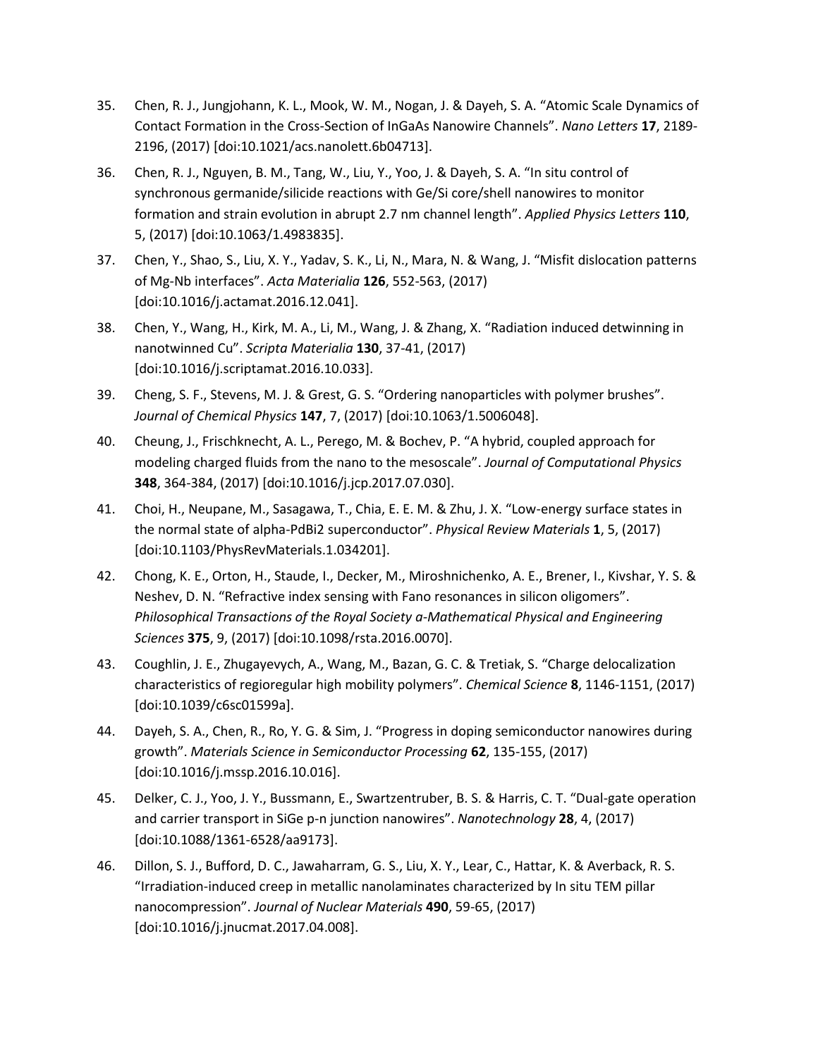35. Chen, R. J., Jungjohann, K. L., Mook, W. M., Nogan, J. & Dayeh, S. A. “Atomic Scale Dynamics of Contact Formation in the Cross-Section of InGaAs Nanowire Channels”. *Nano Letters* **17**, 2189-2196, (2017) [doi:10.1021/acs.nanolett.6b04713].

36. Chen, R. J., Nguyen, B. M., Tang, W., Liu, Y., Yoo, J. & Dayeh, S. A. “In situ control of synchronous germanide/silicide reactions with Ge/Si core/shell nanowires to monitor formation and strain evolution in abrupt 2.7 nm channel length”. *Applied Physics Letters* **110**, 5, (2017) [doi:10.1063/1.4983835].

37. Chen, Y., Shao, S., Liu, X. Y., Yadav, S. K., Li, N., Mara, N. & Wang, J. “Misfit dislocation patterns of Mg-Nb interfaces”. *Acta Materialia* **126**, 552-563, (2017) [doi:10.1016/j.actamat.2016.12.041].

38. Chen, Y., Wang, H., Kirk, M. A., Li, M., Wang, J. & Zhang, X. “Radiation induced detwinning in nanotwinned Cu”. *Scripta Materialia* **130**, 37-41, (2017) [doi:10.1016/j.scriptamat.2016.10.033].

39. Cheng, S. F., Stevens, M. J. & Grest, G. S. “Ordering nanoparticles with polymer brushes”. *Journal of Chemical Physics* **147**, 7, (2017) [doi:10.1063/1.5006048].

40. Cheung, J., Frischknecht, A. L., Perego, M. & Bochev, P. “A hybrid, coupled approach for modeling charged fluids from the nano to the mesoscale”. *Journal of Computational Physics* **348**, 364-384, (2017) [doi:10.1016/j.jcp.2017.07.030].

41. Choi, H., Neupane, M., Sasagawa, T., Chia, E. E. M. & Zhu, J. X. “Low-energy surface states in the normal state of alpha-PdBi2 superconductor”. *Physical Review Materials* **1**, 5, (2017) [doi:10.1103/PhysRevMaterials.1.034201].

42. Chong, K. E., Orton, H., Staude, I., Decker, M., Miroshnichenko, A. E., Brener, I., Kivshar, Y. S. & Neshev, D. N. “Refractive index sensing with Fano resonances in silicon oligomers”. *Philosophical Transactions of the Royal Society a-Mathematical Physical and Engineering Sciences* **375**, 9, (2017) [doi:10.1098/rsta.2016.0070].

43. Coughlin, J. E., Zhugayevych, A., Wang, M., Bazan, G. C. & Tretiak, S. “Charge delocalization characteristics of regioregular high mobility polymers”. *Chemical Science* **8**, 1146-1151, (2017) [doi:10.1039/c6sc01599a].

44. Dayeh, S. A., Chen, R., Ro, Y. G. & Sim, J. “Progress in doping semiconductor nanowires during growth”. *Materials Science in Semiconductor Processing* **62**, 135-155, (2017) [doi:10.1016/j.mssp.2016.10.016].

45. Delker, C. J., Yoo, J. Y., Bussmann, E., Swartzentruber, B. S. & Harris, C. T. “Dual-gate operation and carrier transport in SiGe p-n junction nanowires”. *Nanotechnology* **28**, 4, (2017) [doi:10.1088/1361-6528/aa9173].

46. Dillon, S. J., Bufford, D. C., Jawaharram, G. S., Liu, X. Y., Lear, C., Hattar, K. & Averback, R. S. “Irradiation-induced creep in metallic nanolaminates characterized by In situ TEM pillar nanocompression”. *Journal of Nuclear Materials* **490**, 59-65, (2017) [doi:10.1016/j.jnucmat.2017.04.008].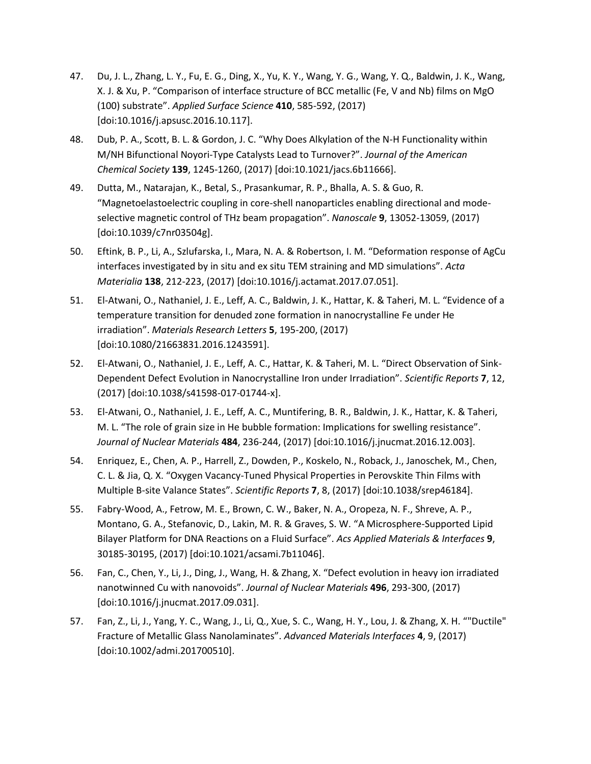47. Du, J. L., Zhang, L. Y., Fu, E. G., Ding, X., Yu, K. Y., Wang, Y. G., Wang, Y. Q., Baldwin, J. K., Wang, X. J. & Xu, P. "Comparison of interface structure of BCC metallic (Fe, V and Nb) films on MgO (100) substrate". *Applied Surface Science* **410**, 585-592, (2017) [doi:10.1016/j.apsusc.2016.10.117].

48. Dub, P. A., Scott, B. L. & Gordon, J. C. "Why Does Alkylation of the N-H Functionality within M/NH Bifunctional Noyori-Type Catalysts Lead to Turnover?". *Journal of the American Chemical Society* **139**, 1245-1260, (2017) [doi:10.1021/jacs.6b11666].

49. Dutta, M., Natarajan, K., Betal, S., Prasankumar, R. P., Bhalla, A. S. & Guo, R. "Magnetoelastoelectric coupling in core-shell nanoparticles enabling directional and mode-selective magnetic control of THz beam propagation". *Nanoscale* **9**, 13052-13059, (2017) [doi:10.1039/c7nr03504g].

50. Eftink, B. P., Li, A., Szlufarska, I., Mara, N. A. & Robertson, I. M. "Deformation response of AgCu interfaces investigated by in situ and ex situ TEM straining and MD simulations". *Acta Materialia* **138**, 212-223, (2017) [doi:10.1016/j.actamat.2017.07.051].

51. El-Atwani, O., Nathaniel, J. E., Leff, A. C., Baldwin, J. K., Hattar, K. & Taheri, M. L. "Evidence of a temperature transition for denuded zone formation in nanocrystalline Fe under He irradiation". *Materials Research Letters* **5**, 195-200, (2017) [doi:10.1080/21663831.2016.1243591].

52. El-Atwani, O., Nathaniel, J. E., Leff, A. C., Hattar, K. & Taheri, M. L. "Direct Observation of Sink-Dependent Defect Evolution in Nanocrystalline Iron under Irradiation". *Scientific Reports* **7**, 12, (2017) [doi:10.1038/s41598-017-01744-x].

53. El-Atwani, O., Nathaniel, J. E., Leff, A. C., Muntifering, B. R., Baldwin, J. K., Hattar, K. & Taheri, M. L. "The role of grain size in He bubble formation: Implications for swelling resistance". *Journal of Nuclear Materials* **484**, 236-244, (2017) [doi:10.1016/j.jnucmat.2016.12.003].

54. Enriquez, E., Chen, A. P., Harrell, Z., Dowden, P., Koskelo, N., Roback, J., Janoschek, M., Chen, C. L. & Jia, Q. X. "Oxygen Vacancy-Tuned Physical Properties in Perovskite Thin Films with Multiple B-site Valance States". *Scientific Reports* **7**, 8, (2017) [doi:10.1038/srep46184].

55. Fabry-Wood, A., Fetrow, M. E., Brown, C. W., Baker, N. A., Oropeza, N. F., Shreve, A. P., Montano, G. A., Stefanovic, D., Lakin, M. R. & Graves, S. W. "A Microsphere-Supported Lipid Bilayer Platform for DNA Reactions on a Fluid Surface". *Acs Applied Materials & Interfaces* **9**, 30185-30195, (2017) [doi:10.1021/acsami.7b11046].

56. Fan, C., Chen, Y., Li, J., Ding, J., Wang, H. & Zhang, X. "Defect evolution in heavy ion irradiated nanotwinned Cu with nanovoids". *Journal of Nuclear Materials* **496**, 293-300, (2017) [doi:10.1016/j.jnucmat.2017.09.031].

57. Fan, Z., Li, J., Yang, Y. C., Wang, J., Li, Q., Xue, S. C., Wang, H. Y., Lou, J. & Zhang, X. H. ""Ductile" Fracture of Metallic Glass Nanolaminates". *Advanced Materials Interfaces* **4**, 9, (2017) [doi:10.1002/admi.201700510].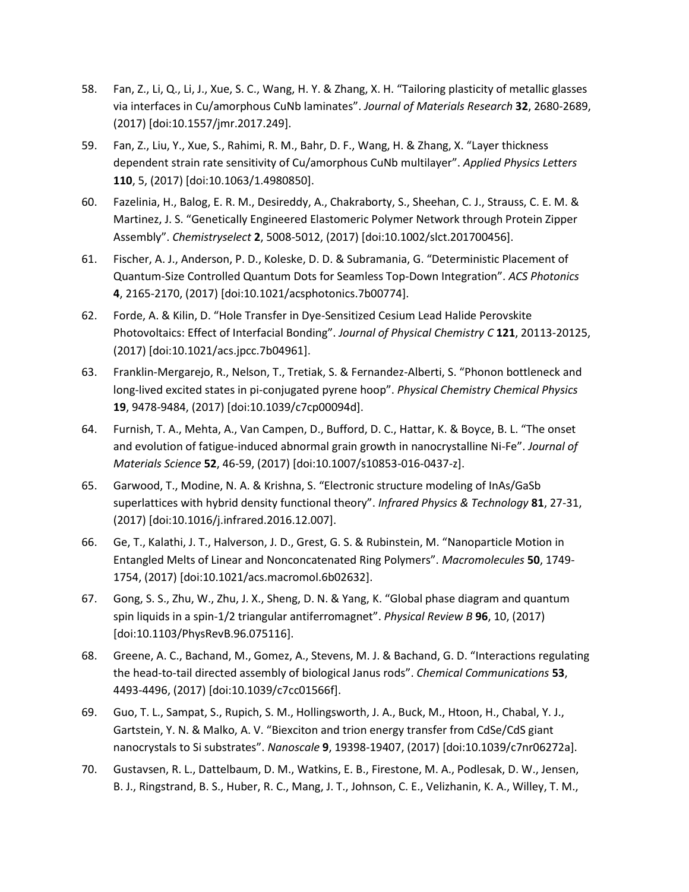58. Fan, Z., Li, Q., Li, J., Xue, S. C., Wang, H. Y. & Zhang, X. H. "Tailoring plasticity of metallic glasses via interfaces in Cu/amorphous CuNb laminates". *Journal of Materials Research* **32**, 2680-2689, (2017) [doi:10.1557/jmr.2017.249].

59. Fan, Z., Liu, Y., Xue, S., Rahimi, R. M., Bahr, D. F., Wang, H. & Zhang, X. "Layer thickness dependent strain rate sensitivity of Cu/amorphous CuNb multilayer". *Applied Physics Letters* **110**, 5, (2017) [doi:10.1063/1.4980850].

60. Fazelinia, H., Balog, E. R. M., Desireddy, A., Chakraborty, S., Sheehan, C. J., Strauss, C. E. M. & Martinez, J. S. "Genetically Engineered Elastomeric Polymer Network through Protein Zipper Assembly". *Chemistryselect* **2**, 5008-5012, (2017) [doi:10.1002/slct.201700456].

61. Fischer, A. J., Anderson, P. D., Koleske, D. D. & Subramania, G. "Deterministic Placement of Quantum-Size Controlled Quantum Dots for Seamless Top-Down Integration". *ACS Photonics* **4**, 2165-2170, (2017) [doi:10.1021/acsphotonics.7b00774].

62. Forde, A. & Kilin, D. "Hole Transfer in Dye-Sensitized Cesium Lead Halide Perovskite Photovoltaics: Effect of Interfacial Bonding". *Journal of Physical Chemistry C* **121**, 20113-20125, (2017) [doi:10.1021/acs.jpcc.7b04961].

63. Franklin-Mergarejo, R., Nelson, T., Tretiak, S. & Fernandez-Alberti, S. "Phonon bottleneck and long-lived excited states in pi-conjugated pyrene hoop". *Physical Chemistry Chemical Physics* **19**, 9478-9484, (2017) [doi:10.1039/c7cp00094d].

64. Furnish, T. A., Mehta, A., Van Campen, D., Bufford, D. C., Hattar, K. & Boyce, B. L. "The onset and evolution of fatigue-induced abnormal grain growth in nanocrystalline Ni-Fe". *Journal of Materials Science* **52**, 46-59, (2017) [doi:10.1007/s10853-016-0437-z].

65. Garwood, T., Modine, N. A. & Krishna, S. "Electronic structure modeling of InAs/GaSb superlattices with hybrid density functional theory". *Infrared Physics & Technology* **81**, 27-31, (2017) [doi:10.1016/j.infrared.2016.12.007].

66. Ge, T., Kalathi, J. T., Halverson, J. D., Grest, G. S. & Rubinstein, M. "Nanoparticle Motion in Entangled Melts of Linear and Nonconcatenated Ring Polymers". *Macromolecules* **50**, 1749-1754, (2017) [doi:10.1021/acs.macromol.6b02632].

67. Gong, S. S., Zhu, W., Zhu, J. X., Sheng, D. N. & Yang, K. "Global phase diagram and quantum spin liquids in a spin-1/2 triangular antiferromagnet". *Physical Review B* **96**, 10, (2017) [doi:10.1103/PhysRevB.96.075116].

68. Greene, A. C., Bachand, M., Gomez, A., Stevens, M. J. & Bachand, G. D. "Interactions regulating the head-to-tail directed assembly of biological Janus rods". *Chemical Communications* **53**, 4493-4496, (2017) [doi:10.1039/c7cc01566f].

69. Guo, T. L., Sampat, S., Rupich, S. M., Hollingsworth, J. A., Buck, M., Htoon, H., Chabal, Y. J., Gartstein, Y. N. & Malko, A. V. "Biexciton and trion energy transfer from CdSe/CdS giant nanocrystals to Si substrates". *Nanoscale* **9**, 19398-19407, (2017) [doi:10.1039/c7nr06272a].

70. Gustavsen, R. L., Dattelbaum, D. M., Watkins, E. B., Firestone, M. A., Podlesak, D. W., Jensen, B. J., Ringstrand, B. S., Huber, R. C., Mang, J. T., Johnson, C. E., Velizhanin, K. A., Willey, T. M.,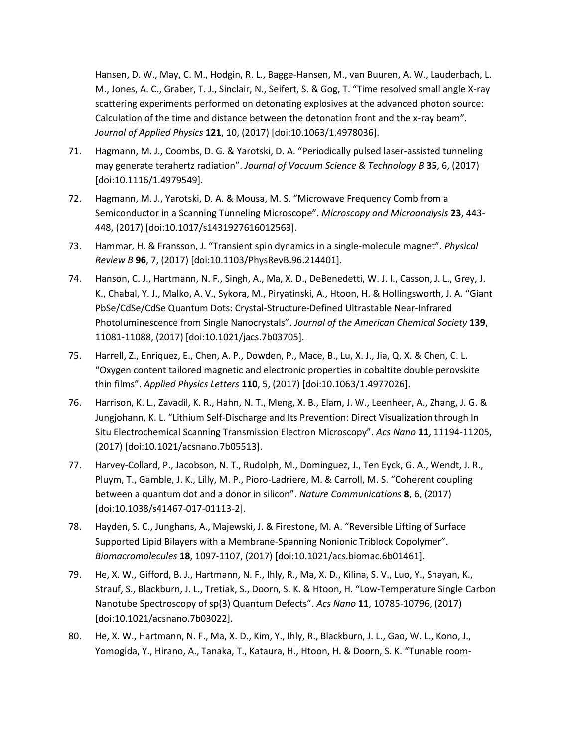Hansen, D. W., May, C. M., Hodgin, R. L., Bagge-Hansen, M., van Buuren, A. W., Lauderbach, L. M., Jones, A. C., Graber, T. J., Sinclair, N., Seifert, S. & Gog, T. “Time resolved small angle X-ray scattering experiments performed on detonating explosives at the advanced photon source: Calculation of the time and distance between the detonation front and the x-ray beam”. *Journal of Applied Physics* **121**, 10, (2017) [doi:10.1063/1.4978036].

71. Hagmann, M. J., Coombs, D. G. & Yarotski, D. A. “Periodically pulsed laser-assisted tunneling may generate terahertz radiation”. *Journal of Vacuum Science & Technology B* **35**, 6, (2017) [doi:10.1116/1.4979549].

72. Hagmann, M. J., Yarotski, D. A. & Mousa, M. S. “Microwave Frequency Comb from a Semiconductor in a Scanning Tunneling Microscope”. *Microscopy and Microanalysis* **23**, 443-448, (2017) [doi:10.1017/s1431927616012563].

73. Hammar, H. & Fransson, J. “Transient spin dynamics in a single-molecule magnet”. *Physical Review B* **96**, 7, (2017) [doi:10.1103/PhysRevB.96.214401].

74. Hanson, C. J., Hartmann, N. F., Singh, A., Ma, X. D., DeBenedetti, W. J. I., Casson, J. L., Grey, J. K., Chabal, Y. J., Malko, A. V., Sykora, M., Piryatinski, A., Htoon, H. & Hollingsworth, J. A. “Giant PbSe/CdSe/CdSe Quantum Dots: Crystal-Structure-Defined Ultrastable Near-Infrared Photoluminescence from Single Nanocrystals”. *Journal of the American Chemical Society* **139**, 11081-11088, (2017) [doi:10.1021/jacs.7b03705].

75. Harrell, Z., Enriquez, E., Chen, A. P., Dowden, P., Mace, B., Lu, X. J., Jia, Q. X. & Chen, C. L. “Oxygen content tailored magnetic and electronic properties in cobaltite double perovskite thin films”. *Applied Physics Letters* **110**, 5, (2017) [doi:10.1063/1.4977026].

76. Harrison, K. L., Zavadil, K. R., Hahn, N. T., Meng, X. B., Elam, J. W., Leenheer, A., Zhang, J. G. & Jungjohann, K. L. “Lithium Self-Discharge and Its Prevention: Direct Visualization through In Situ Electrochemical Scanning Transmission Electron Microscopy”. *Acs Nano* **11**, 11194-11205, (2017) [doi:10.1021/acsnano.7b05513].

77. Harvey-Collard, P., Jacobson, N. T., Rudolph, M., Dominguez, J., Ten Eyck, G. A., Wendt, J. R., Pluym, T., Gamble, J. K., Lilly, M. P., Pioro-Ladriere, M. & Carroll, M. S. “Coherent coupling between a quantum dot and a donor in silicon”. *Nature Communications* **8**, 6, (2017) [doi:10.1038/s41467-017-01113-2].

78. Hayden, S. C., Junghans, A., Majewski, J. & Firestone, M. A. “Reversible Lifting of Surface Supported Lipid Bilayers with a Membrane-Spanning Nonionic Triblock Copolymer”. *Biomacromolecules* **18**, 1097-1107, (2017) [doi:10.1021/acs.biomac.6b01461].

79. He, X. W., Gifford, B. J., Hartmann, N. F., Ihly, R., Ma, X. D., Kilina, S. V., Luo, Y., Shayan, K., Strauf, S., Blackburn, J. L., Tretiak, S., Doorn, S. K. & Htoon, H. “Low-Temperature Single Carbon Nanotube Spectroscopy of sp(3) Quantum Defects”. *Acs Nano* **11**, 10785-10796, (2017) [doi:10.1021/acsnano.7b03022].

80. He, X. W., Hartmann, N. F., Ma, X. D., Kim, Y., Ihly, R., Blackburn, J. L., Gao, W. L., Kono, J., Yomogida, Y., Hirano, A., Tanaka, T., Kataura, H., Htoon, H. & Doorn, S. K. “Tunable room-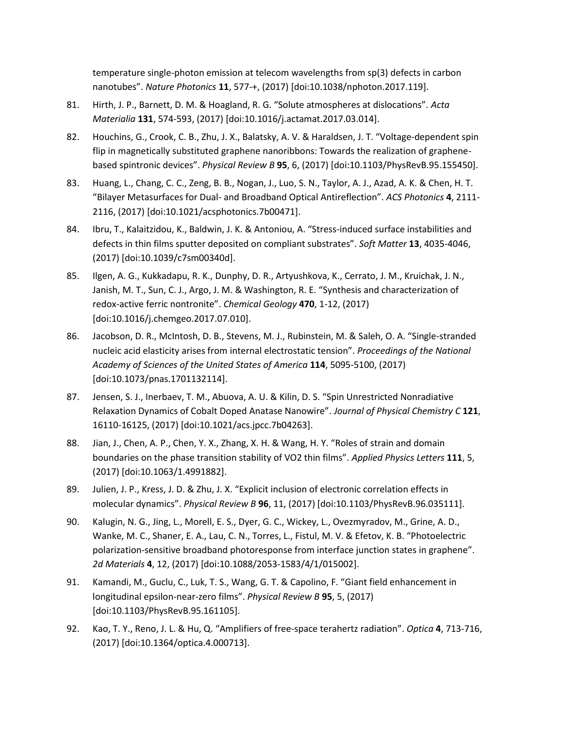temperature single-photon emission at telecom wavelengths from sp(3) defects in carbon nanotubes". *Nature Photonics* **11**, 577-+, (2017) [doi:10.1038/nphoton.2017.119].

81. Hirth, J. P., Barnett, D. M. & Hoagland, R. G. "Solute atmospheres at dislocations". *Acta Materialia* **131**, 574-593, (2017) [doi:10.1016/j.actamat.2017.03.014].

82. Houchins, G., Crook, C. B., Zhu, J. X., Balatsky, A. V. & Haraldsen, J. T. "Voltage-dependent spin flip in magnetically substituted graphene nanoribbons: Towards the realization of graphene-based spintronic devices". *Physical Review B* **95**, 6, (2017) [doi:10.1103/PhysRevB.95.155450].

83. Huang, L., Chang, C. C., Zeng, B. B., Nogan, J., Luo, S. N., Taylor, A. J., Azad, A. K. & Chen, H. T. "Bilayer Metasurfaces for Dual- and Broadband Optical Antireflection". *ACS Photonics* **4**, 2111-2116, (2017) [doi:10.1021/acsphotonics.7b00471].

84. Ibru, T., Kalaitzidou, K., Baldwin, J. K. & Antoniou, A. "Stress-induced surface instabilities and defects in thin films sputter deposited on compliant substrates". *Soft Matter* **13**, 4035-4046, (2017) [doi:10.1039/c7sm00340d].

85. Ilgen, A. G., Kukkadapu, R. K., Dunphy, D. R., Artyushkova, K., Cerrato, J. M., Kruichak, J. N., Janish, M. T., Sun, C. J., Argo, J. M. & Washington, R. E. "Synthesis and characterization of redox-active ferric nontronite". *Chemical Geology* **470**, 1-12, (2017) [doi:10.1016/j.chemgeo.2017.07.010].

86. Jacobson, D. R., McIntosh, D. B., Stevens, M. J., Rubinstein, M. & Saleh, O. A. "Single-stranded nucleic acid elasticity arises from internal electrostatic tension". *Proceedings of the National Academy of Sciences of the United States of America* **114**, 5095-5100, (2017) [doi:10.1073/pnas.1701132114].

87. Jensen, S. J., Inerbaev, T. M., Abuova, A. U. & Kilin, D. S. "Spin Unrestricted Nonradiative Relaxation Dynamics of Cobalt Doped Anatase Nanowire". *Journal of Physical Chemistry C* **121**, 16110-16125, (2017) [doi:10.1021/acs.jpcc.7b04263].

88. Jian, J., Chen, A. P., Chen, Y. X., Zhang, X. H. & Wang, H. Y. "Roles of strain and domain boundaries on the phase transition stability of VO2 thin films". *Applied Physics Letters* **111**, 5, (2017) [doi:10.1063/1.4991882].

89. Julien, J. P., Kress, J. D. & Zhu, J. X. "Explicit inclusion of electronic correlation effects in molecular dynamics". *Physical Review B* **96**, 11, (2017) [doi:10.1103/PhysRevB.96.035111].

90. Kalugin, N. G., Jing, L., Morell, E. S., Dyer, G. C., Wickey, L., Ovezmyradov, M., Grine, A. D., Wanke, M. C., Shaner, E. A., Lau, C. N., Torres, L., Fistul, M. V. & Efetov, K. B. "Photoelectric polarization-sensitive broadband photoresponse from interface junction states in graphene". *2d Materials* **4**, 12, (2017) [doi:10.1088/2053-1583/4/1/015002].

91. Kamandi, M., Guclu, C., Luk, T. S., Wang, G. T. & Capolino, F. "Giant field enhancement in longitudinal epsilon-near-zero films". *Physical Review B* **95**, 5, (2017) [doi:10.1103/PhysRevB.95.161105].

92. Kao, T. Y., Reno, J. L. & Hu, Q. "Amplifiers of free-space terahertz radiation". *Optica* **4**, 713-716, (2017) [doi:10.1364/optica.4.000713].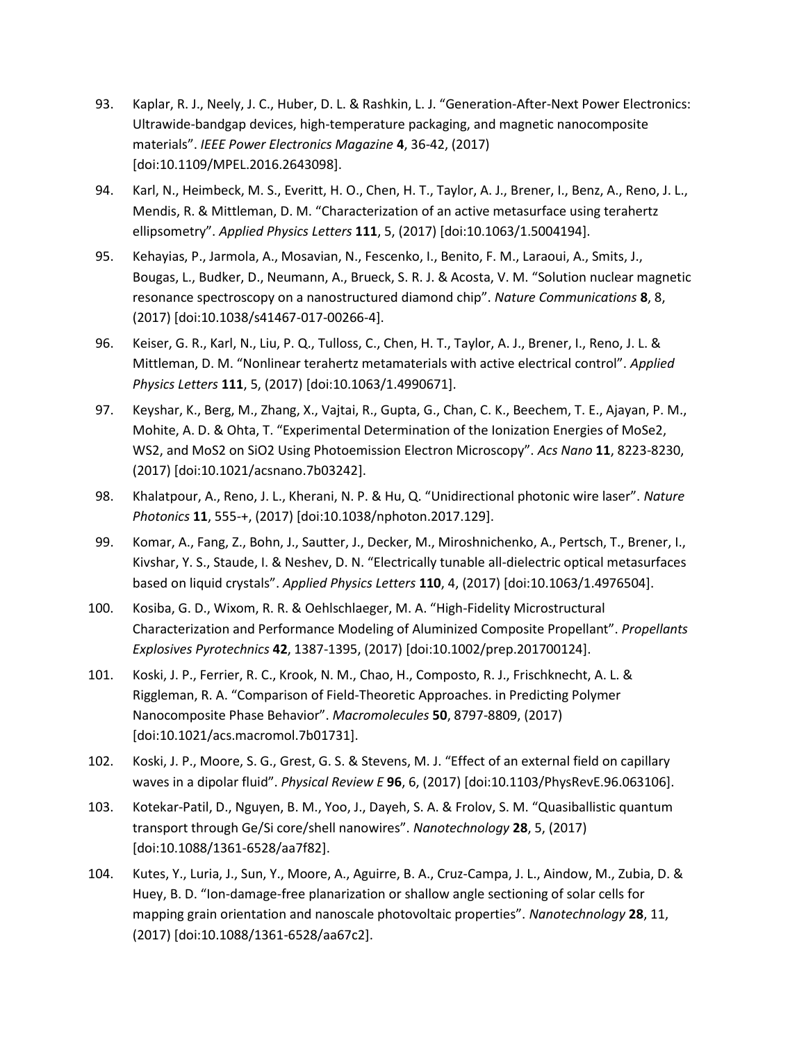93. Kaplar, R. J., Neely, J. C., Huber, D. L. & Rashkin, L. J. “Generation-After-Next Power Electronics: Ultrawide-bandgap devices, high-temperature packaging, and magnetic nanocomposite materials”. *IEEE Power Electronics Magazine* **4**, 36-42, (2017) [doi:10.1109/MPEL.2016.2643098].

94. Karl, N., Heimbeck, M. S., Everitt, H. O., Chen, H. T., Taylor, A. J., Brener, I., Benz, A., Reno, J. L., Mendis, R. & Mittleman, D. M. “Characterization of an active metasurface using terahertz ellipsometry”. *Applied Physics Letters* **111**, 5, (2017) [doi:10.1063/1.5004194].

95. Kehayias, P., Jarmola, A., Mosavian, N., Fescenko, I., Benito, F. M., Laraoui, A., Smits, J., Bougas, L., Budker, D., Neumann, A., Brueck, S. R. J. & Acosta, V. M. “Solution nuclear magnetic resonance spectroscopy on a nanostructured diamond chip”. *Nature Communications* **8**, 8, (2017) [doi:10.1038/s41467-017-00266-4].

96. Keiser, G. R., Karl, N., Liu, P. Q., Tulloss, C., Chen, H. T., Taylor, A. J., Brener, I., Reno, J. L. & Mittleman, D. M. “Nonlinear terahertz metamaterials with active electrical control”. *Applied Physics Letters* **111**, 5, (2017) [doi:10.1063/1.4990671].

97. Keyshar, K., Berg, M., Zhang, X., Vajtai, R., Gupta, G., Chan, C. K., Beechem, T. E., Ajayan, P. M., Mohite, A. D. & Ohta, T. “Experimental Determination of the Ionization Energies of MoSe2, WS2, and MoS2 on SiO2 Using Photoemission Electron Microscopy”. *Acs Nano* **11**, 8223-8230, (2017) [doi:10.1021/acsnano.7b03242].

98. Khalatpour, A., Reno, J. L., Kherani, N. P. & Hu, Q. “Unidirectional photonic wire laser”. *Nature Photonics* **11**, 555-+, (2017) [doi:10.1038/nphoton.2017.129].

99. Komar, A., Fang, Z., Bohn, J., Sautter, J., Decker, M., Miroshnichenko, A., Pertsch, T., Brener, I., Kivshar, Y. S., Staude, I. & Neshev, D. N. “Electrically tunable all-dielectric optical metasurfaces based on liquid crystals”. *Applied Physics Letters* **110**, 4, (2017) [doi:10.1063/1.4976504].

100. Kosiba, G. D., Wixom, R. R. & Oehlschlaeger, M. A. “High-Fidelity Microstructural Characterization and Performance Modeling of Aluminized Composite Propellant”. *Propellants Explosives Pyrotechnics* **42**, 1387-1395, (2017) [doi:10.1002/prep.201700124].

101. Koski, J. P., Ferrier, R. C., Krook, N. M., Chao, H., Composto, R. J., Frischknecht, A. L. & Riggleman, R. A. “Comparison of Field-Theoretic Approaches. in Predicting Polymer Nanocomposite Phase Behavior”. *Macromolecules* **50**, 8797-8809, (2017) [doi:10.1021/acs.macromol.7b01731].

102. Koski, J. P., Moore, S. G., Grest, G. S. & Stevens, M. J. “Effect of an external field on capillary waves in a dipolar fluid”. *Physical Review E* **96**, 6, (2017) [doi:10.1103/PhysRevE.96.063106].

103. Kotekar-Patil, D., Nguyen, B. M., Yoo, J., Dayeh, S. A. & Frolov, S. M. “Quasiballistic quantum transport through Ge/Si core/shell nanowires”. *Nanotechnology* **28**, 5, (2017) [doi:10.1088/1361-6528/aa7f82].

104. Kutes, Y., Luria, J., Sun, Y., Moore, A., Aguirre, B. A., Cruz-Campa, J. L., Aindow, M., Zubia, D. & Huey, B. D. “Ion-damage-free planarization or shallow angle sectioning of solar cells for mapping grain orientation and nanoscale photovoltaic properties”. *Nanotechnology* **28**, 11, (2017) [doi:10.1088/1361-6528/aa67c2].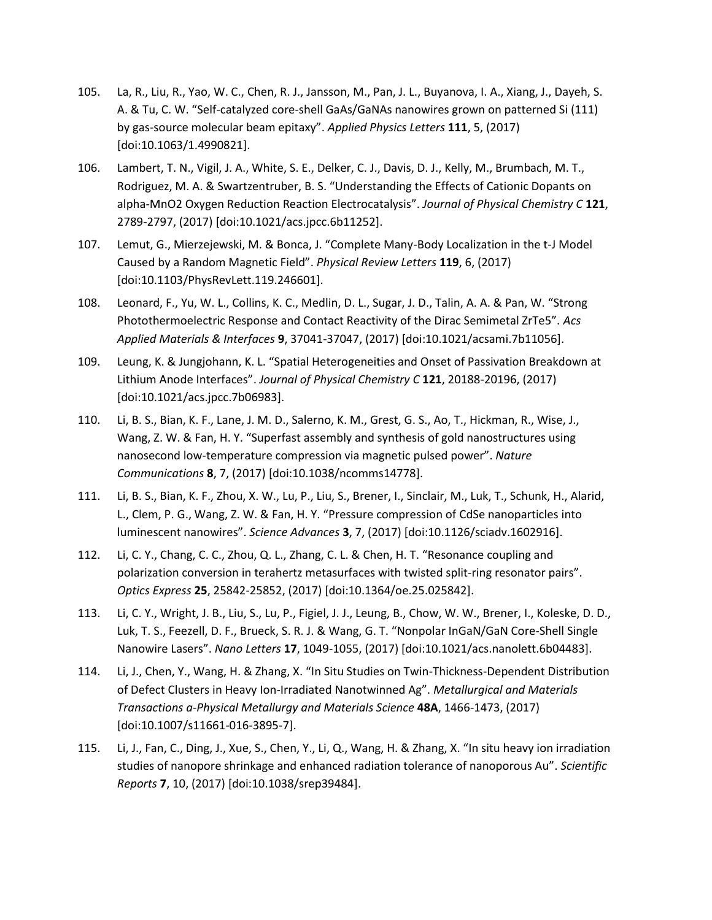105. La, R., Liu, R., Yao, W. C., Chen, R. J., Jansson, M., Pan, J. L., Buyanova, I. A., Xiang, J., Dayeh, S. A. & Tu, C. W. "Self-catalyzed core-shell GaAs/GaNAs nanowires grown on patterned Si (111) by gas-source molecular beam epitaxy". *Applied Physics Letters* **111**, 5, (2017) [doi:10.1063/1.4990821].

106. Lambert, T. N., Vigil, J. A., White, S. E., Delker, C. J., Davis, D. J., Kelly, M., Brumbach, M. T., Rodriguez, M. A. & Swartzentruber, B. S. "Understanding the Effects of Cationic Dopants on alpha-MnO2 Oxygen Reduction Reaction Electrocatalysis". *Journal of Physical Chemistry C* **121**, 2789-2797, (2017) [doi:10.1021/acs.jpcc.6b11252].

107. Lemut, G., Mierzejewski, M. & Bonca, J. "Complete Many-Body Localization in the t-J Model Caused by a Random Magnetic Field". *Physical Review Letters* **119**, 6, (2017) [doi:10.1103/PhysRevLett.119.246601].

108. Leonard, F., Yu, W. L., Collins, K. C., Medlin, D. L., Sugar, J. D., Talin, A. A. & Pan, W. "Strong Photothermoelectric Response and Contact Reactivity of the Dirac Semimetal ZrTe5". *Acs Applied Materials & Interfaces* **9**, 37041-37047, (2017) [doi:10.1021/acsami.7b11056].

109. Leung, K. & Jungjohann, K. L. "Spatial Heterogeneities and Onset of Passivation Breakdown at Lithium Anode Interfaces". *Journal of Physical Chemistry C* **121**, 20188-20196, (2017) [doi:10.1021/acs.jpcc.7b06983].

110. Li, B. S., Bian, K. F., Lane, J. M. D., Salerno, K. M., Grest, G. S., Ao, T., Hickman, R., Wise, J., Wang, Z. W. & Fan, H. Y. "Superfast assembly and synthesis of gold nanostructures using nanosecond low-temperature compression via magnetic pulsed power". *Nature Communications* **8**, 7, (2017) [doi:10.1038/ncomms14778].

111. Li, B. S., Bian, K. F., Zhou, X. W., Lu, P., Liu, S., Brener, I., Sinclair, M., Luk, T., Schunk, H., Alarid, L., Clem, P. G., Wang, Z. W. & Fan, H. Y. "Pressure compression of CdSe nanoparticles into luminescent nanowires". *Science Advances* **3**, 7, (2017) [doi:10.1126/sciadv.1602916].

112. Li, C. Y., Chang, C. C., Zhou, Q. L., Zhang, C. L. & Chen, H. T. "Resonance coupling and polarization conversion in terahertz metasurfaces with twisted split-ring resonator pairs". *Optics Express* **25**, 25842-25852, (2017) [doi:10.1364/oe.25.025842].

113. Li, C. Y., Wright, J. B., Liu, S., Lu, P., Figiel, J. J., Leung, B., Chow, W. W., Brener, I., Koleske, D. D., Luk, T. S., Feezell, D. F., Brueck, S. R. J. & Wang, G. T. "Nonpolar InGaN/GaN Core-Shell Single Nanowire Lasers". *Nano Letters* **17**, 1049-1055, (2017) [doi:10.1021/acs.nanolett.6b04483].

114. Li, J., Chen, Y., Wang, H. & Zhang, X. "In Situ Studies on Twin-Thickness-Dependent Distribution of Defect Clusters in Heavy Ion-Irradiated Nanotwinned Ag". *Metallurgical and Materials Transactions a-Physical Metallurgy and Materials Science* **48A**, 1466-1473, (2017) [doi:10.1007/s11661-016-3895-7].

115. Li, J., Fan, C., Ding, J., Xue, S., Chen, Y., Li, Q., Wang, H. & Zhang, X. "In situ heavy ion irradiation studies of nanopore shrinkage and enhanced radiation tolerance of nanoporous Au". *Scientific Reports* **7**, 10, (2017) [doi:10.1038/srep39484].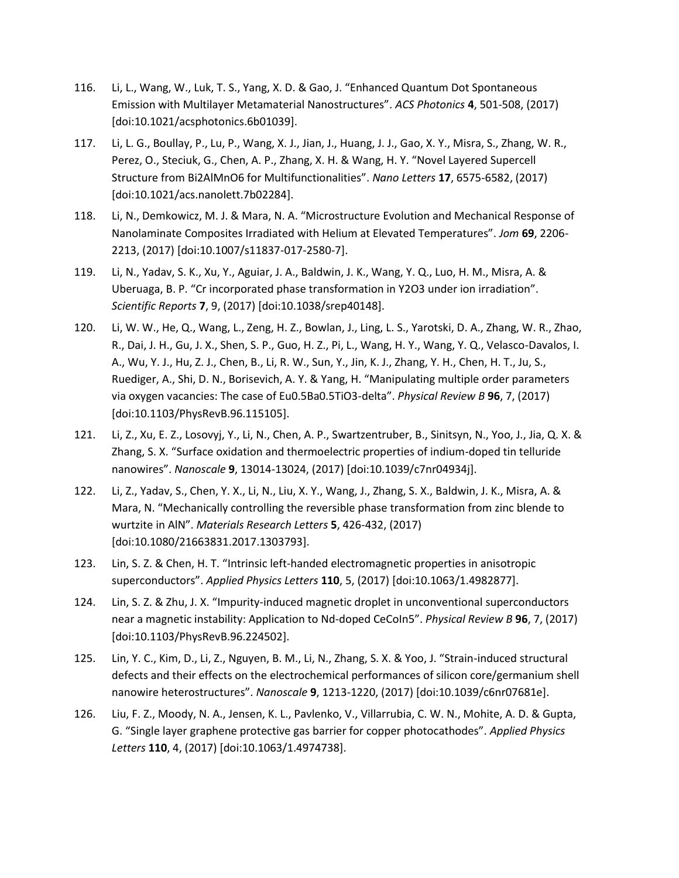116. Li, L., Wang, W., Luk, T. S., Yang, X. D. & Gao, J. "Enhanced Quantum Dot Spontaneous Emission with Multilayer Metamaterial Nanostructures". *ACS Photonics* **4**, 501-508, (2017) [doi:10.1021/acsphotonics.6b01039].

117. Li, L. G., Boullay, P., Lu, P., Wang, X. J., Jian, J., Huang, J. J., Gao, X. Y., Misra, S., Zhang, W. R., Perez, O., Steciuk, G., Chen, A. P., Zhang, X. H. & Wang, H. Y. "Novel Layered Supercell Structure from $Bi_2AlMnO_6$ for Multifunctionalities". *Nano Letters* **17**, 6575-6582, (2017) [doi:10.1021/acs.nanolett.7b02284].

118. Li, N., Demkowicz, M. J. & Mara, N. A. "Microstructure Evolution and Mechanical Response of Nanolaminate Composites Irradiated with Helium at Elevated Temperatures". *Jom* **69**, 2206-2213, (2017) [doi:10.1007/s11837-017-2580-7].

119. Li, N., Yadav, S. K., Xu, Y., Aguiar, J. A., Baldwin, J. K., Wang, Y. Q., Luo, H. M., Misra, A. & Uberuaga, B. P. "Cr incorporated phase transformation in $Y_2O_3$ under ion irradiation". *Scientific Reports* **7**, 9, (2017) [doi:10.1038/srep40148].

120. Li, W. W., He, Q., Wang, L., Zeng, H. Z., Bowlan, J., Ling, L. S., Yarotski, D. A., Zhang, W. R., Zhao, R., Dai, J. H., Gu, J. X., Shen, S. P., Guo, H. Z., Pi, L., Wang, H. Y., Wang, Y. Q., Velasco-Davalos, I. A., Wu, Y. J., Hu, Z. J., Chen, B., Li, R. W., Sun, Y., Jin, K. J., Zhang, Y. H., Chen, H. T., Ju, S., Ruediger, A., Shi, D. N., Borisevich, A. Y. & Yang, H. "Manipulating multiple order parameters via oxygen vacancies: The case of $Eu_{0.5}Ba_{0.5}TiO_{3-\delta}$". *Physical Review B* **96**, 7, (2017) [doi:10.1103/PhysRevB.96.115105].

121. Li, Z., Xu, E. Z., Losovyj, Y., Li, N., Chen, A. P., Swartzentruber, B., Sinitsyn, N., Yoo, J., Jia, Q. X. & Zhang, S. X. "Surface oxidation and thermoelectric properties of indium-doped tin telluride nanowires". *Nanoscale* **9**, 13014-13024, (2017) [doi:10.1039/c7nr04934j].

122. Li, Z., Yadav, S., Chen, Y. X., Li, N., Liu, X. Y., Wang, J., Zhang, S. X., Baldwin, J. K., Misra, A. & Mara, N. "Mechanically controlling the reversible phase transformation from zinc blende to wurtzite in AlN". *Materials Research Letters* **5**, 426-432, (2017) [doi:10.1080/21663831.2017.1303793].

123. Lin, S. Z. & Chen, H. T. "Intrinsic left-handed electromagnetic properties in anisotropic superconductors". *Applied Physics Letters* **110**, 5, (2017) [doi:10.1063/1.4982877].

124. Lin, S. Z. & Zhu, J. X. "Impurity-induced magnetic droplet in unconventional superconductors near a magnetic instability: Application to Nd-doped $CeCoIn_5$". *Physical Review B* **96**, 7, (2017) [doi:10.1103/PhysRevB.96.224502].

125. Lin, Y. C., Kim, D., Li, Z., Nguyen, B. M., Li, N., Zhang, S. X. & Yoo, J. "Strain-induced structural defects and their effects on the electrochemical performances of silicon core/germanium shell nanowire heterostructures". *Nanoscale* **9**, 1213-1220, (2017) [doi:10.1039/c6nr07681e].

126. Liu, F. Z., Moody, N. A., Jensen, K. L., Pavlenko, V., Villarrubia, C. W. N., Mohite, A. D. & Gupta, G. "Single layer graphene protective gas barrier for copper photocathodes". *Applied Physics Letters* **110**, 4, (2017) [doi:10.1063/1.4974738].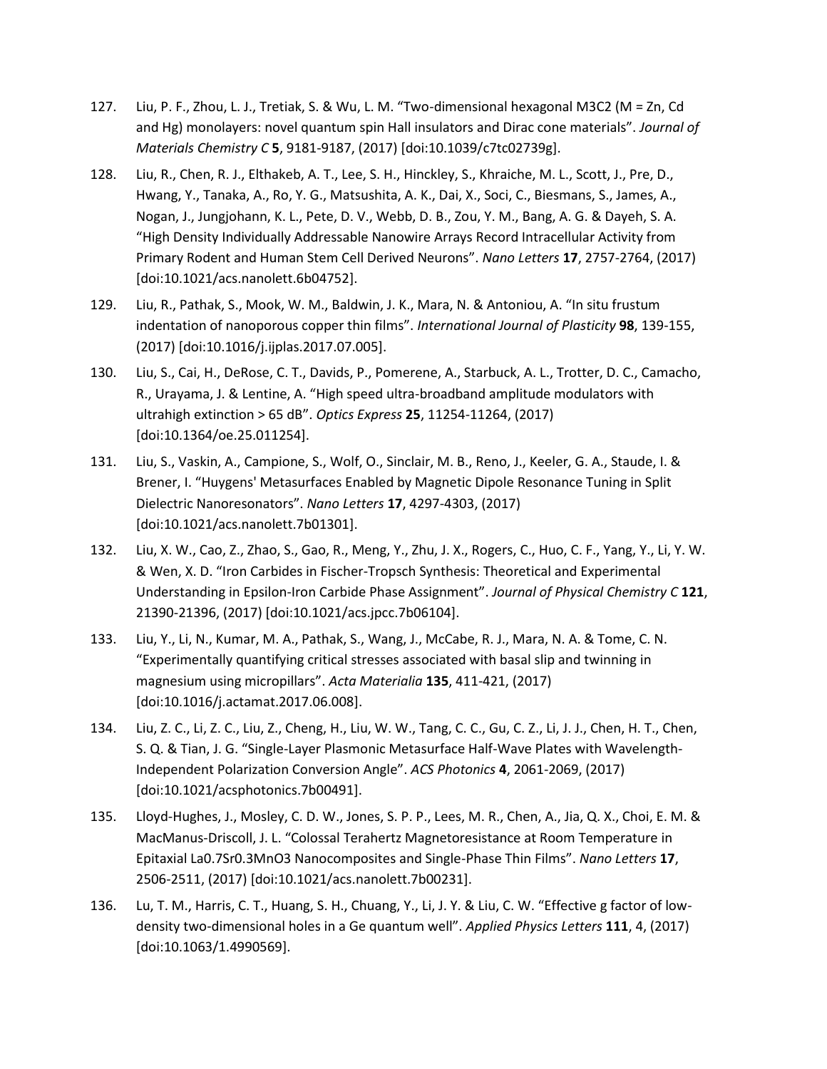127. Liu, P. F., Zhou, L. J., Tretiak, S. & Wu, L. M. "Two-dimensional hexagonal M3C2 (M = Zn, Cd and Hg) monolayers: novel quantum spin Hall insulators and Dirac cone materials". *Journal of Materials Chemistry C* **5**, 9181-9187, (2017) [doi:10.1039/c7tc02739g].

128. Liu, R., Chen, R. J., Elthakeb, A. T., Lee, S. H., Hinckley, S., Khraiche, M. L., Scott, J., Pre, D., Hwang, Y., Tanaka, A., Ro, Y. G., Matsushita, A. K., Dai, X., Soci, C., Biesmans, S., James, A., Nogan, J., Jungjohann, K. L., Pete, D. V., Webb, D. B., Zou, Y. M., Bang, A. G. & Dayeh, S. A. "High Density Individually Addressable Nanowire Arrays Record Intracellular Activity from Primary Rodent and Human Stem Cell Derived Neurons". *Nano Letters* **17**, 2757-2764, (2017) [doi:10.1021/acs.nanolett.6b04752].

129. Liu, R., Pathak, S., Mook, W. M., Baldwin, J. K., Mara, N. & Antoniou, A. "In situ frustum indentation of nanoporous copper thin films". *International Journal of Plasticity* **98**, 139-155, (2017) [doi:10.1016/j.ijplas.2017.07.005].

130. Liu, S., Cai, H., DeRose, C. T., Davids, P., Pomerene, A., Starbuck, A. L., Trotter, D. C., Camacho, R., Urayama, J. & Lentine, A. "High speed ultra-broadband amplitude modulators with ultrahigh extinction > 65 dB". *Optics Express* **25**, 11254-11264, (2017) [doi:10.1364/oe.25.011254].

131. Liu, S., Vaskin, A., Campione, S., Wolf, O., Sinclair, M. B., Reno, J., Keeler, G. A., Staude, I. & Brener, I. "Huygens' Metasurfaces Enabled by Magnetic Dipole Resonance Tuning in Split Dielectric Nanoresonators". *Nano Letters* **17**, 4297-4303, (2017) [doi:10.1021/acs.nanolett.7b01301].

132. Liu, X. W., Cao, Z., Zhao, S., Gao, R., Meng, Y., Zhu, J. X., Rogers, C., Huo, C. F., Yang, Y., Li, Y. W. & Wen, X. D. "Iron Carbides in Fischer-Tropsch Synthesis: Theoretical and Experimental Understanding in Epsilon-Iron Carbide Phase Assignment". *Journal of Physical Chemistry C* **121**, 21390-21396, (2017) [doi:10.1021/acs.jpcc.7b06104].

133. Liu, Y., Li, N., Kumar, M. A., Pathak, S., Wang, J., McCabe, R. J., Mara, N. A. & Tome, C. N. "Experimentally quantifying critical stresses associated with basal slip and twinning in magnesium using micropillars". *Acta Materialia* **135**, 411-421, (2017) [doi:10.1016/j.actamat.2017.06.008].

134. Liu, Z. C., Li, Z. C., Liu, Z., Cheng, H., Liu, W. W., Tang, C. C., Gu, C. Z., Li, J. J., Chen, H. T., Chen, S. Q. & Tian, J. G. "Single-Layer Plasmonic Metasurface Half-Wave Plates with Wavelength-Independent Polarization Conversion Angle". *ACS Photonics* **4**, 2061-2069, (2017) [doi:10.1021/acsphotonics.7b00491].

135. Lloyd-Hughes, J., Mosley, C. D. W., Jones, S. P. P., Lees, M. R., Chen, A., Jia, Q. X., Choi, E. M. & MacManus-Driscoll, J. L. "Colossal Terahertz Magnetoresistance at Room Temperature in Epitaxial La0.7Sr0.3MnO3 Nanocomposites and Single-Phase Thin Films". *Nano Letters* **17**, 2506-2511, (2017) [doi:10.1021/acs.nanolett.7b00231].

136. Lu, T. M., Harris, C. T., Huang, S. H., Chuang, Y., Li, J. Y. & Liu, C. W. "Effective g factor of low-density two-dimensional holes in a Ge quantum well". *Applied Physics Letters* **111**, 4, (2017) [doi:10.1063/1.4990569].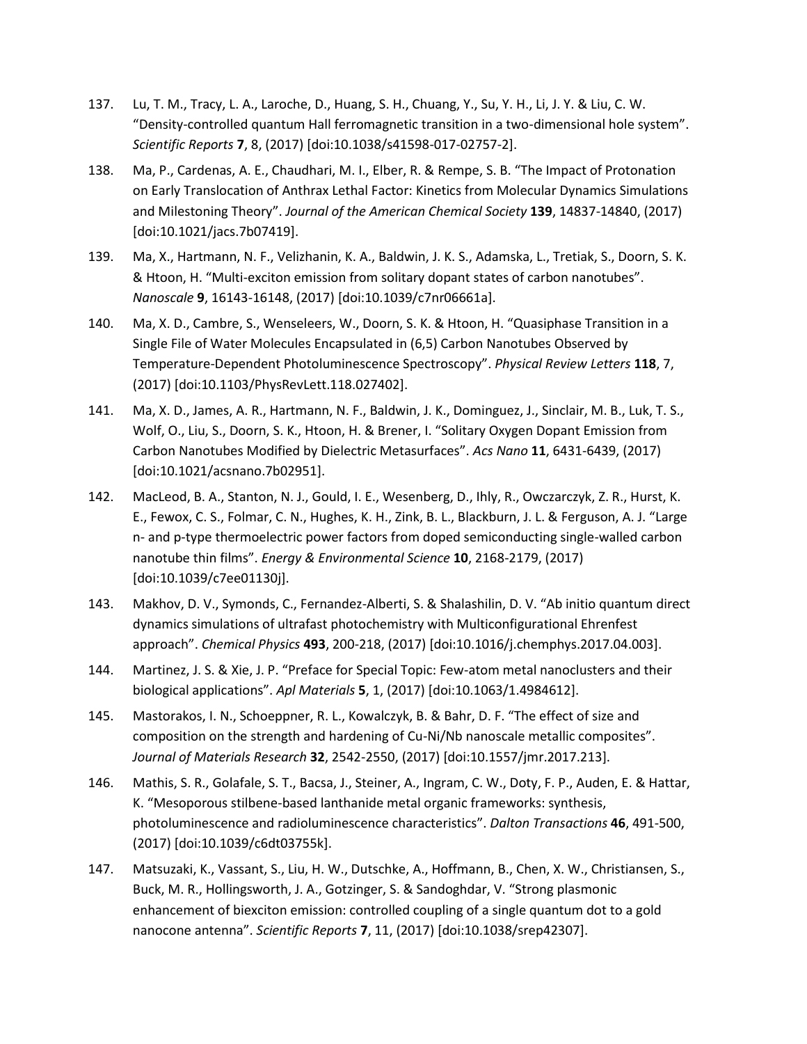137. Lu, T. M., Tracy, L. A., Laroche, D., Huang, S. H., Chuang, Y., Su, Y. H., Li, J. Y. & Liu, C. W. "Density-controlled quantum Hall ferromagnetic transition in a two-dimensional hole system". *Scientific Reports* **7**, 8, (2017) [doi:10.1038/s41598-017-02757-2].

138. Ma, P., Cardenas, A. E., Chaudhari, M. I., Elber, R. & Rempe, S. B. "The Impact of Protonation on Early Translocation of Anthrax Lethal Factor: Kinetics from Molecular Dynamics Simulations and Milestoning Theory". *Journal of the American Chemical Society* **139**, 14837-14840, (2017) [doi:10.1021/jacs.7b07419].

139. Ma, X., Hartmann, N. F., Velizhanin, K. A., Baldwin, J. K. S., Adamska, L., Tretiak, S., Doorn, S. K. & Htoon, H. "Multi-exciton emission from solitary dopant states of carbon nanotubes". *Nanoscale* **9**, 16143-16148, (2017) [doi:10.1039/c7nr06661a].

140. Ma, X. D., Cambre, S., Wenseleers, W., Doorn, S. K. & Htoon, H. "Quasiphase Transition in a Single File of Water Molecules Encapsulated in (6,5) Carbon Nanotubes Observed by Temperature-Dependent Photoluminescence Spectroscopy". *Physical Review Letters* **118**, 7, (2017) [doi:10.1103/PhysRevLett.118.027402].

141. Ma, X. D., James, A. R., Hartmann, N. F., Baldwin, J. K., Dominguez, J., Sinclair, M. B., Luk, T. S., Wolf, O., Liu, S., Doorn, S. K., Htoon, H. & Brener, I. "Solitary Oxygen Dopant Emission from Carbon Nanotubes Modified by Dielectric Metasurfaces". *Acs Nano* **11**, 6431-6439, (2017) [doi:10.1021/acsnano.7b02951].

142. MacLeod, B. A., Stanton, N. J., Gould, I. E., Wesenberg, D., Ihly, R., Owczarczyk, Z. R., Hurst, K. E., Fewox, C. S., Folmar, C. N., Hughes, K. H., Zink, B. L., Blackburn, J. L. & Ferguson, A. J. "Large n- and p-type thermoelectric power factors from doped semiconducting single-walled carbon nanotube thin films". *Energy & Environmental Science* **10**, 2168-2179, (2017) [doi:10.1039/c7ee01130j].

143. Makhov, D. V., Symonds, C., Fernandez-Alberti, S. & Shalashilin, D. V. "Ab initio quantum direct dynamics simulations of ultrafast photochemistry with Multiconfigurational Ehrenfest approach". *Chemical Physics* **493**, 200-218, (2017) [doi:10.1016/j.chemphys.2017.04.003].

144. Martinez, J. S. & Xie, J. P. "Preface for Special Topic: Few-atom metal nanoclusters and their biological applications". *Apl Materials* **5**, 1, (2017) [doi:10.1063/1.4984612].

145. Mastorakos, I. N., Schoeppner, R. L., Kowalczyk, B. & Bahr, D. F. "The effect of size and composition on the strength and hardening of Cu-Ni/Nb nanoscale metallic composites". *Journal of Materials Research* **32**, 2542-2550, (2017) [doi:10.1557/jmr.2017.213].

146. Mathis, S. R., Golafale, S. T., Bacsa, J., Steiner, A., Ingram, C. W., Doty, F. P., Auden, E. & Hattar, K. "Mesoporous stilbene-based lanthanide metal organic frameworks: synthesis, photoluminescence and radioluminescence characteristics". *Dalton Transactions* **46**, 491-500, (2017) [doi:10.1039/c6dt03755k].

147. Matsuzaki, K., Vassant, S., Liu, H. W., Dutschke, A., Hoffmann, B., Chen, X. W., Christiansen, S., Buck, M. R., Hollingsworth, J. A., Gotzinger, S. & Sandoghdar, V. "Strong plasmonic enhancement of biexciton emission: controlled coupling of a single quantum dot to a gold nanocone antenna". *Scientific Reports* **7**, 11, (2017) [doi:10.1038/srep42307].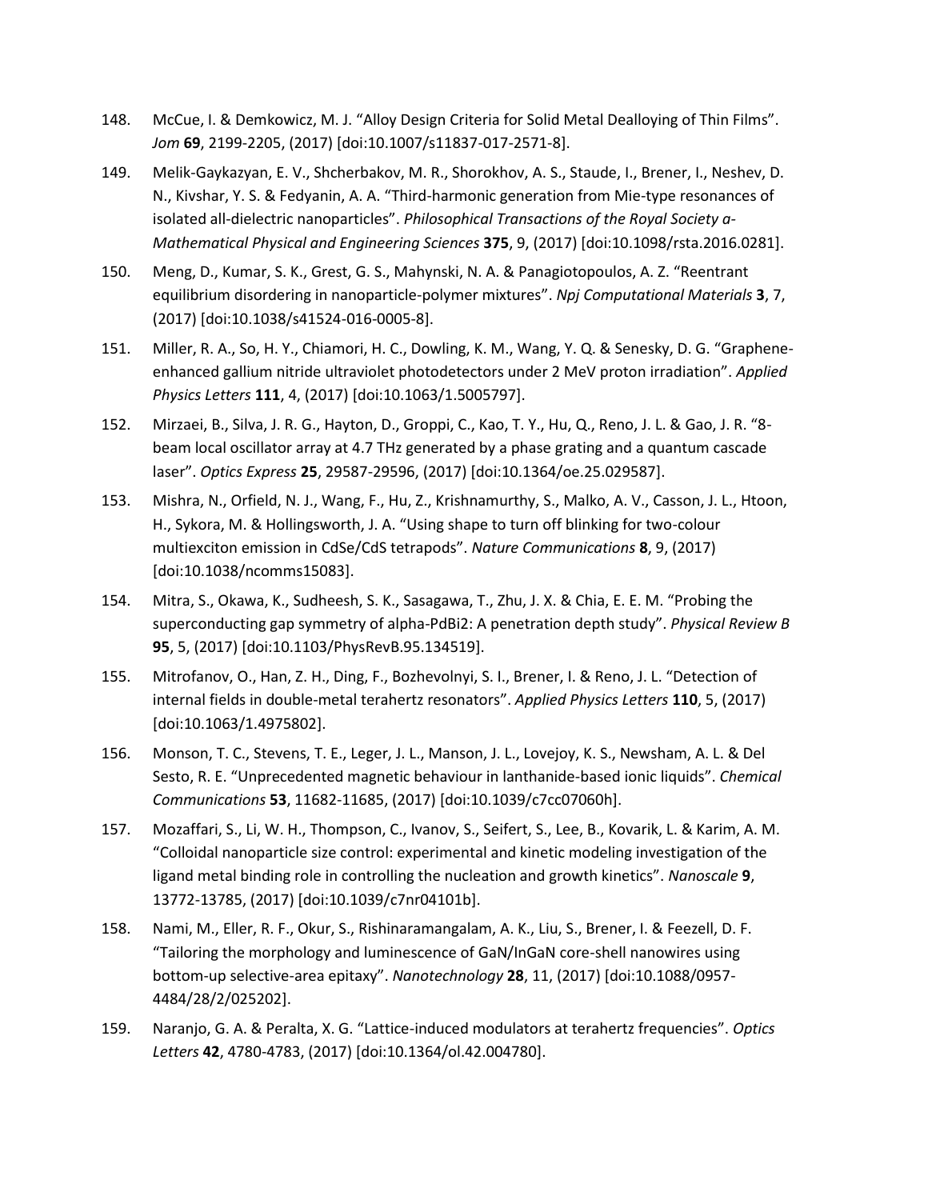148. McCue, I. & Demkowicz, M. J. “Alloy Design Criteria for Solid Metal Dealloying of Thin Films”. *Jom* **69**, 2199-2205, (2017) [doi:10.1007/s11837-017-2571-8].

149. Melik-Gaykazyan, E. V., Shcherbakov, M. R., Shorokhov, A. S., Staude, I., Brener, I., Neshev, D. N., Kivshar, Y. S. & Fedyanin, A. A. “Third-harmonic generation from Mie-type resonances of isolated all-dielectric nanoparticles”. *Philosophical Transactions of the Royal Society a-Mathematical Physical and Engineering Sciences* **375**, 9, (2017) [doi:10.1098/rsta.2016.0281].

150. Meng, D., Kumar, S. K., Grest, G. S., Mahynski, N. A. & Panagiotopoulos, A. Z. “Reentrant equilibrium disordering in nanoparticle-polymer mixtures”. *Npj Computational Materials* **3**, 7, (2017) [doi:10.1038/s41524-016-0005-8].

151. Miller, R. A., So, H. Y., Chiamori, H. C., Dowling, K. M., Wang, Y. Q. & Senesky, D. G. “Graphene-enhanced gallium nitride ultraviolet photodetectors under 2 MeV proton irradiation”. *Applied Physics Letters* **111**, 4, (2017) [doi:10.1063/1.5005797].

152. Mirzaei, B., Silva, J. R. G., Hayton, D., Groppi, C., Kao, T. Y., Hu, Q., Reno, J. L. & Gao, J. R. “8-beam local oscillator array at 4.7 THz generated by a phase grating and a quantum cascade laser”. *Optics Express* **25**, 29587-29596, (2017) [doi:10.1364/oe.25.029587].

153. Mishra, N., Orfield, N. J., Wang, F., Hu, Z., Krishnamurthy, S., Malko, A. V., Casson, J. L., Htoon, H., Sykora, M. & Hollingsworth, J. A. “Using shape to turn off blinking for two-colour multiexciton emission in CdSe/CdS tetrapods”. *Nature Communications* **8**, 9, (2017) [doi:10.1038/ncomms15083].

154. Mitra, S., Okawa, K., Sudheesh, S. K., Sasagawa, T., Zhu, J. X. & Chia, E. E. M. “Probing the superconducting gap symmetry of alpha-PdBi2: A penetration depth study”. *Physical Review B* **95**, 5, (2017) [doi:10.1103/PhysRevB.95.134519].

155. Mitrofanov, O., Han, Z. H., Ding, F., Bozhevolnyi, S. I., Brener, I. & Reno, J. L. “Detection of internal fields in double-metal terahertz resonators”. *Applied Physics Letters* **110**, 5, (2017) [doi:10.1063/1.4975802].

156. Monson, T. C., Stevens, T. E., Leger, J. L., Manson, J. L., Lovejoy, K. S., Newsham, A. L. & Del Sesto, R. E. “Unprecedented magnetic behaviour in lanthanide-based ionic liquids”. *Chemical Communications* **53**, 11682-11685, (2017) [doi:10.1039/c7cc07060h].

157. Mozaffari, S., Li, W. H., Thompson, C., Ivanov, S., Seifert, S., Lee, B., Kovarik, L. & Karim, A. M. “Colloidal nanoparticle size control: experimental and kinetic modeling investigation of the ligand metal binding role in controlling the nucleation and growth kinetics”. *Nanoscale* **9**, 13772-13785, (2017) [doi:10.1039/c7nr04101b].

158. Nami, M., Eller, R. F., Okur, S., Rishinaramangalam, A. K., Liu, S., Brener, I. & Feezell, D. F. “Tailoring the morphology and luminescence of GaN/InGaN core-shell nanowires using bottom-up selective-area epitaxy”. *Nanotechnology* **28**, 11, (2017) [doi:10.1088/0957-4484/28/2/025202].

159. Naranjo, G. A. & Peralta, X. G. “Lattice-induced modulators at terahertz frequencies”. *Optics Letters* **42**, 4780-4783, (2017) [doi:10.1364/ol.42.004780].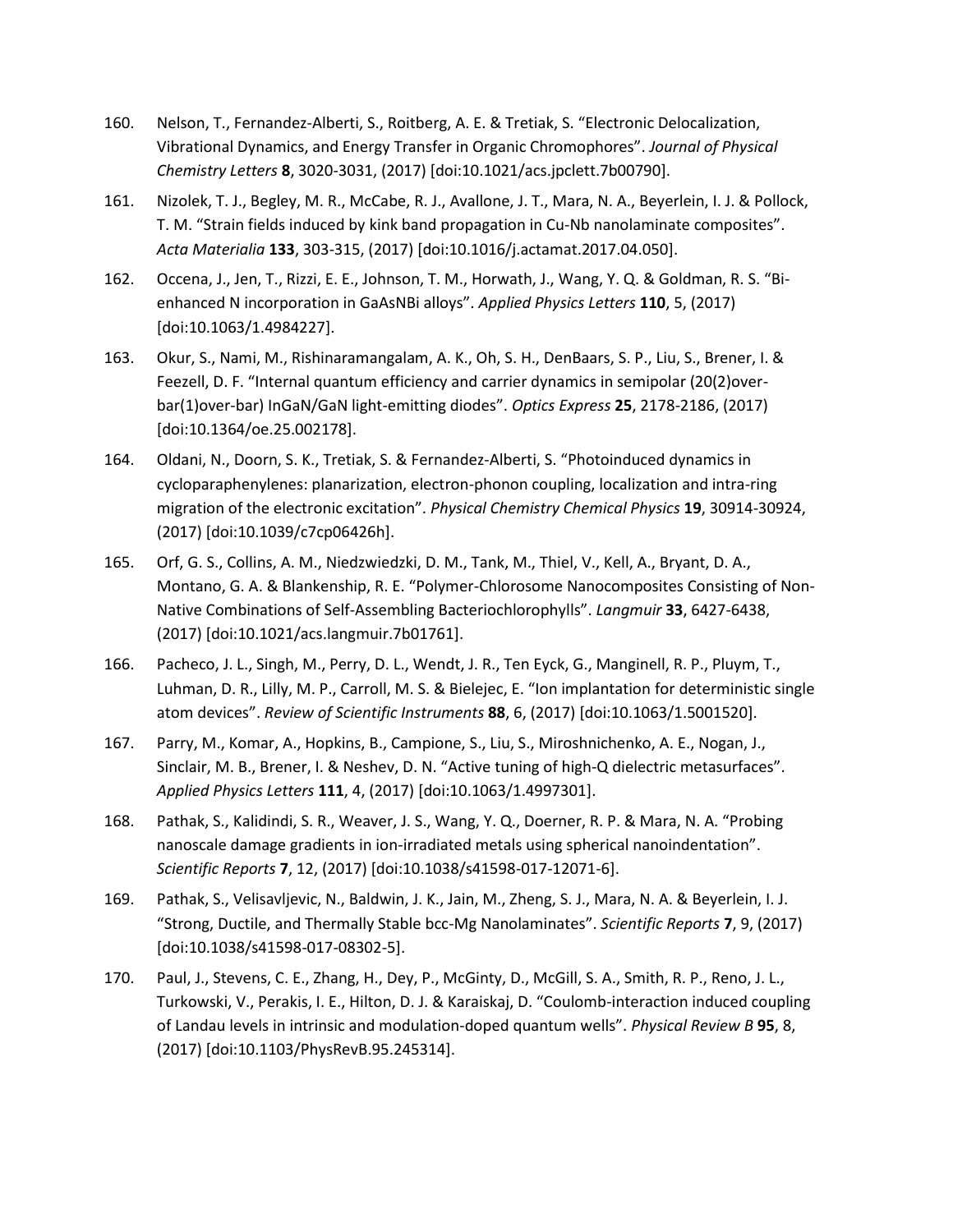160. Nelson, T., Fernandez-Alberti, S., Roitberg, A. E. & Tretiak, S. "Electronic Delocalization, Vibrational Dynamics, and Energy Transfer in Organic Chromophores". *Journal of Physical Chemistry Letters* **8**, 3020-3031, (2017) [doi:10.1021/acs.jpclett.7b00790].

161. Nizolek, T. J., Begley, M. R., McCabe, R. J., Avallone, J. T., Mara, N. A., Beyerlein, I. J. & Pollock, T. M. "Strain fields induced by kink band propagation in Cu-Nb nanolaminate composites". *Acta Materialia* **133**, 303-315, (2017) [doi:10.1016/j.actamat.2017.04.050].

162. Occena, J., Jen, T., Rizzi, E. E., Johnson, T. M., Horwath, J., Wang, Y. Q. & Goldman, R. S. "Bi-enhanced N incorporation in GaAsNBi alloys". *Applied Physics Letters* **110**, 5, (2017) [doi:10.1063/1.4984227].

163. Okur, S., Nami, M., Rishinaramangalam, A. K., Oh, S. H., DenBaars, S. P., Liu, S., Brener, I. & Feezell, D. F. "Internal quantum efficiency and carrier dynamics in semipolar (20(2)over-bar(1)over-bar) InGaN/GaN light-emitting diodes". *Optics Express* **25**, 2178-2186, (2017) [doi:10.1364/oe.25.002178].

164. Oldani, N., Doorn, S. K., Tretiak, S. & Fernandez-Alberti, S. "Photoinduced dynamics in cycloparaphenylenes: planarization, electron-phonon coupling, localization and intra-ring migration of the electronic excitation". *Physical Chemistry Chemical Physics* **19**, 30914-30924, (2017) [doi:10.1039/c7cp06426h].

165. Orf, G. S., Collins, A. M., Niedzwiedzki, D. M., Tank, M., Thiel, V., Kell, A., Bryant, D. A., Montano, G. A. & Blankenship, R. E. "Polymer-Chlorosome Nanocomposites Consisting of Non-Native Combinations of Self-Assembling Bacteriochlorophylls". *Langmuir* **33**, 6427-6438, (2017) [doi:10.1021/acs.langmuir.7b01761].

166. Pacheco, J. L., Singh, M., Perry, D. L., Wendt, J. R., Ten Eyck, G., Manginell, R. P., Pluym, T., Luhman, D. R., Lilly, M. P., Carroll, M. S. & Bielejec, E. "Ion implantation for deterministic single atom devices". *Review of Scientific Instruments* **88**, 6, (2017) [doi:10.1063/1.5001520].

167. Parry, M., Komar, A., Hopkins, B., Campione, S., Liu, S., Miroshnichenko, A. E., Nogan, J., Sinclair, M. B., Brener, I. & Neshev, D. N. "Active tuning of high-Q dielectric metasurfaces". *Applied Physics Letters* **111**, 4, (2017) [doi:10.1063/1.4997301].

168. Pathak, S., Kalidindi, S. R., Weaver, J. S., Wang, Y. Q., Doerner, R. P. & Mara, N. A. "Probing nanoscale damage gradients in ion-irradiated metals using spherical nanoindentation". *Scientific Reports* **7**, 12, (2017) [doi:10.1038/s41598-017-12071-6].

169. Pathak, S., Velisavljevic, N., Baldwin, J. K., Jain, M., Zheng, S. J., Mara, N. A. & Beyerlein, I. J. "Strong, Ductile, and Thermally Stable bcc-Mg Nanolaminates". *Scientific Reports* **7**, 9, (2017) [doi:10.1038/s41598-017-08302-5].

170. Paul, J., Stevens, C. E., Zhang, H., Dey, P., McGinty, D., McGill, S. A., Smith, R. P., Reno, J. L., Turkowski, V., Perakis, I. E., Hilton, D. J. & Karaiskaj, D. "Coulomb-interaction induced coupling of Landau levels in intrinsic and modulation-doped quantum wells". *Physical Review B* **95**, 8, (2017) [doi:10.1103/PhysRevB.95.245314].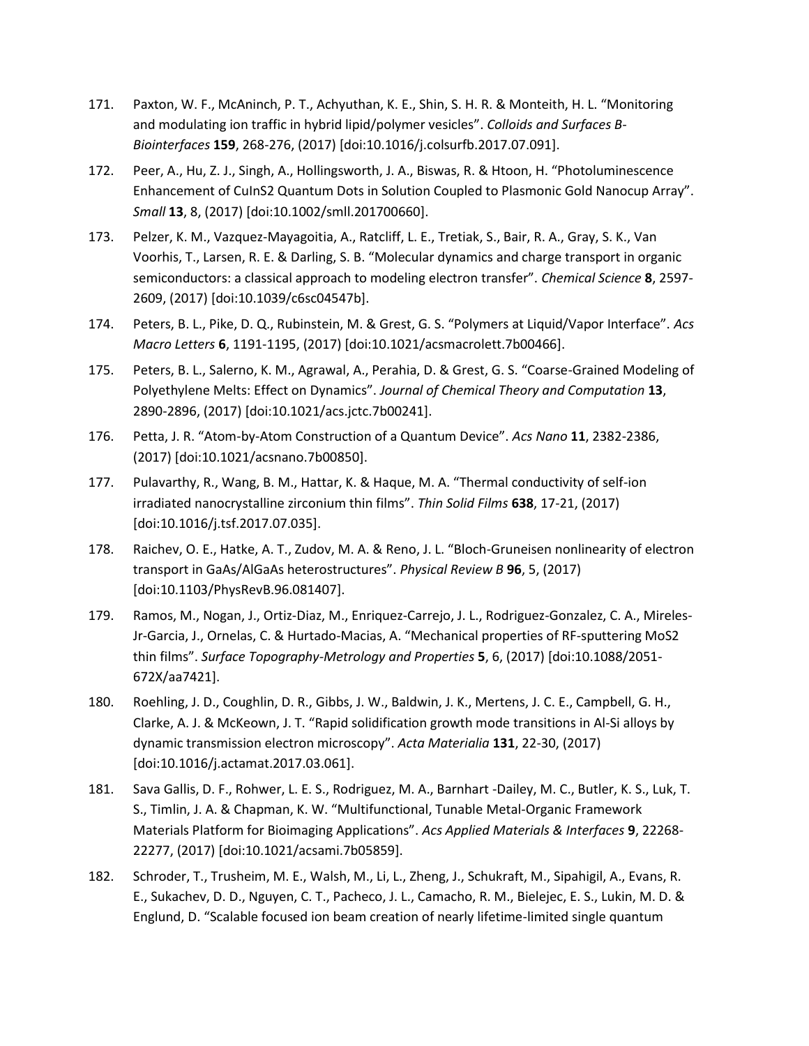171. Paxton, W. F., McAninch, P. T., Achyuthan, K. E., Shin, S. H. R. & Monteith, H. L. “Monitoring and modulating ion traffic in hybrid lipid/polymer vesicles”. *Colloids and Surfaces B-Biointerfaces* **159**, 268-276, (2017) [doi:10.1016/j.colsurfb.2017.07.091].

172. Peer, A., Hu, Z. J., Singh, A., Hollingsworth, J. A., Biswas, R. & Htoon, H. “Photoluminescence Enhancement of CuInS2 Quantum Dots in Solution Coupled to Plasmonic Gold Nanocup Array”. *Small* **13**, 8, (2017) [doi:10.1002/smll.201700660].

173. Pelzer, K. M., Vazquez-Mayagoitia, A., Ratcliff, L. E., Tretiak, S., Bair, R. A., Gray, S. K., Van Voorhis, T., Larsen, R. E. & Darling, S. B. “Molecular dynamics and charge transport in organic semiconductors: a classical approach to modeling electron transfer”. *Chemical Science* **8**, 2597-2609, (2017) [doi:10.1039/c6sc04547b].

174. Peters, B. L., Pike, D. Q., Rubinstein, M. & Grest, G. S. “Polymers at Liquid/Vapor Interface”. *Acs Macro Letters* **6**, 1191-1195, (2017) [doi:10.1021/acsmacrolett.7b00466].

175. Peters, B. L., Salerno, K. M., Agrawal, A., Perahia, D. & Grest, G. S. “Coarse-Grained Modeling of Polyethylene Melts: Effect on Dynamics”. *Journal of Chemical Theory and Computation* **13**, 2890-2896, (2017) [doi:10.1021/acs.jctc.7b00241].

176. Petta, J. R. “Atom-by-Atom Construction of a Quantum Device”. *Acs Nano* **11**, 2382-2386, (2017) [doi:10.1021/acsnano.7b00850].

177. Pulavarthy, R., Wang, B. M., Hattar, K. & Haque, M. A. “Thermal conductivity of self-ion irradiated nanocrystalline zirconium thin films”. *Thin Solid Films* **638**, 17-21, (2017) [doi:10.1016/j.tsf.2017.07.035].

178. Raichev, O. E., Hatke, A. T., Zudov, M. A. & Reno, J. L. “Bloch-Gruneisen nonlinearity of electron transport in GaAs/AlGaAs heterostructures”. *Physical Review B* **96**, 5, (2017) [doi:10.1103/PhysRevB.96.081407].

179. Ramos, M., Nogan, J., Ortiz-Diaz, M., Enriquez-Carrejo, J. L., Rodriguez-Gonzalez, C. A., Mireles-Jr-Garcia, J., Ornelas, C. & Hurtado-Macias, A. “Mechanical properties of RF-sputtering MoS2 thin films”. *Surface Topography-Metrology and Properties* **5**, 6, (2017) [doi:10.1088/2051-672X/aa7421].

180. Roehling, J. D., Coughlin, D. R., Gibbs, J. W., Baldwin, J. K., Mertens, J. C. E., Campbell, G. H., Clarke, A. J. & McKeown, J. T. “Rapid solidification growth mode transitions in Al-Si alloys by dynamic transmission electron microscopy”. *Acta Materialia* **131**, 22-30, (2017) [doi:10.1016/j.actamat.2017.03.061].

181. Sava Gallis, D. F., Rohwer, L. E. S., Rodriguez, M. A., Barnhart -Dailey, M. C., Butler, K. S., Luk, T. S., Timlin, J. A. & Chapman, K. W. “Multifunctional, Tunable Metal-Organic Framework Materials Platform for Bioimaging Applications”. *Acs Applied Materials & Interfaces* **9**, 22268-22277, (2017) [doi:10.1021/acsami.7b05859].

182. Schroder, T., Trusheim, M. E., Walsh, M., Li, L., Zheng, J., Schukraft, M., Sipahigil, A., Evans, R. E., Sukachev, D. D., Nguyen, C. T., Pacheco, J. L., Camacho, R. M., Bielejec, E. S., Lukin, M. D. & Englund, D. “Scalable focused ion beam creation of nearly lifetime-limited single quantum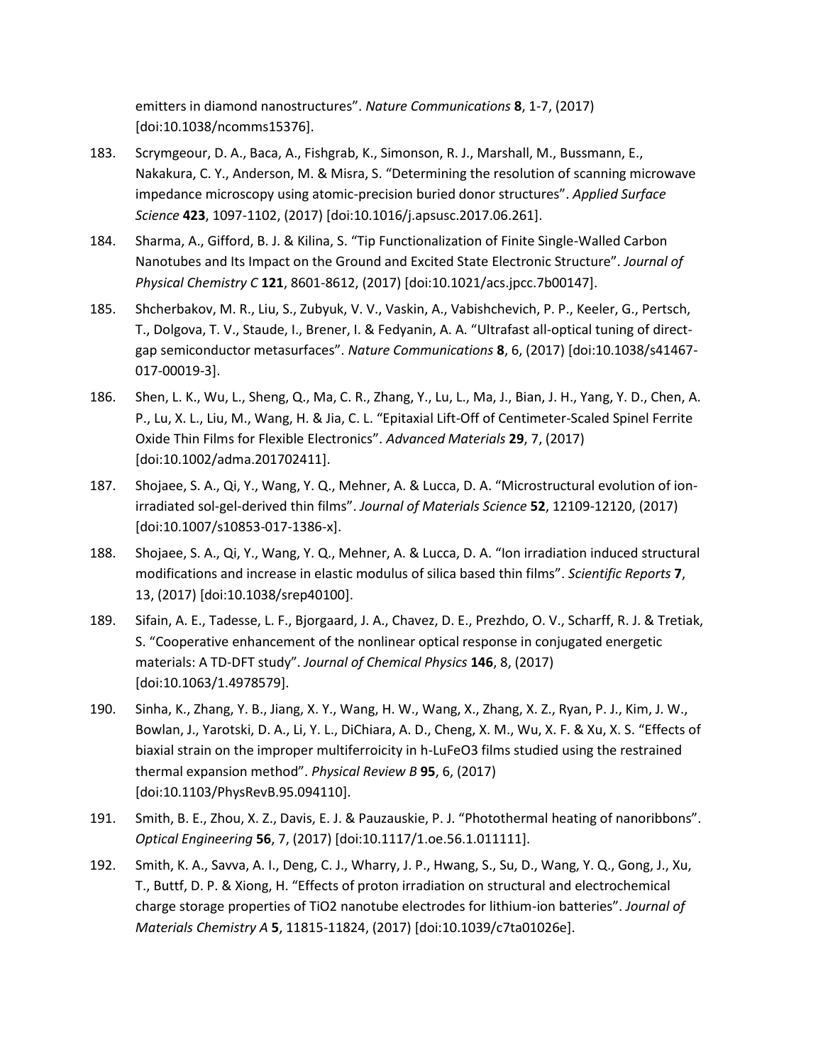emitters in diamond nanostructures". *Nature Communications* **8**, 1-7, (2017) [doi:10.1038/ncomms15376].

183. Scrymgeour, D. A., Baca, A., Fishgrab, K., Simonson, R. J., Marshall, M., Bussmann, E., Nakakura, C. Y., Anderson, M. & Misra, S. "Determining the resolution of scanning microwave impedance microscopy using atomic-precision buried donor structures". *Applied Surface Science* **423**, 1097-1102, (2017) [doi:10.1016/j.apsusc.2017.06.261].

184. Sharma, A., Gifford, B. J. & Kilina, S. "Tip Functionalization of Finite Single-Walled Carbon Nanotubes and Its Impact on the Ground and Excited State Electronic Structure". *Journal of Physical Chemistry C* **121**, 8601-8612, (2017) [doi:10.1021/acs.jpcc.7b00147].

185. Shcherbakov, M. R., Liu, S., Zubyuk, V. V., Vaskin, A., Vabishchevich, P. P., Keeler, G., Pertsch, T., Dolgova, T. V., Staude, I., Brener, I. & Fedyanin, A. A. "Ultrafast all-optical tuning of direct-gap semiconductor metasurfaces". *Nature Communications* **8**, 6, (2017) [doi:10.1038/s41467-017-00019-3].

186. Shen, L. K., Wu, L., Sheng, Q., Ma, C. R., Zhang, Y., Lu, L., Ma, J., Bian, J. H., Yang, Y. D., Chen, A. P., Lu, X. L., Liu, M., Wang, H. & Jia, C. L. "Epitaxial Lift-Off of Centimeter-Scaled Spinel Ferrite Oxide Thin Films for Flexible Electronics". *Advanced Materials* **29**, 7, (2017) [doi:10.1002/adma.201702411].

187. Shojaee, S. A., Qi, Y., Wang, Y. Q., Mehner, A. & Lucca, D. A. "Microstructural evolution of ion-irradiated sol-gel-derived thin films". *Journal of Materials Science* **52**, 12109-12120, (2017) [doi:10.1007/s10853-017-1386-x].

188. Shojaee, S. A., Qi, Y., Wang, Y. Q., Mehner, A. & Lucca, D. A. "Ion irradiation induced structural modifications and increase in elastic modulus of silica based thin films". *Scientific Reports* **7**, 13, (2017) [doi:10.1038/srep40100].

189. Sifain, A. E., Tadesse, L. F., Bjorgaard, J. A., Chavez, D. E., Prezhdo, O. V., Scharff, R. J. & Tretiak, S. "Cooperative enhancement of the nonlinear optical response in conjugated energetic materials: A TD-DFT study". *Journal of Chemical Physics* **146**, 8, (2017) [doi:10.1063/1.4978579].

190. Sinha, K., Zhang, Y. B., Jiang, X. Y., Wang, H. W., Wang, X., Zhang, X. Z., Ryan, P. J., Kim, J. W., Bowlan, J., Yarotski, D. A., Li, Y. L., DiChiara, A. D., Cheng, X. M., Wu, X. F. & Xu, X. S. "Effects of biaxial strain on the improper multiferroicity in h-LuFeO3 films studied using the restrained thermal expansion method". *Physical Review B* **95**, 6, (2017) [doi:10.1103/PhysRevB.95.094110].

191. Smith, B. E., Zhou, X. Z., Davis, E. J. & Pauzauskie, P. J. "Photothermal heating of nanoribbons". *Optical Engineering* **56**, 7, (2017) [doi:10.1117/1.oe.56.1.011111].

192. Smith, K. A., Savva, A. I., Deng, C. J., Wharry, J. P., Hwang, S., Su, D., Wang, Y. Q., Gong, J., Xu, T., Buttf, D. P. & Xiong, H. "Effects of proton irradiation on structural and electrochemical charge storage properties of TiO2 nanotube electrodes for lithium-ion batteries". *Journal of Materials Chemistry A* **5**, 11815-11824, (2017) [doi:10.1039/c7ta01026e].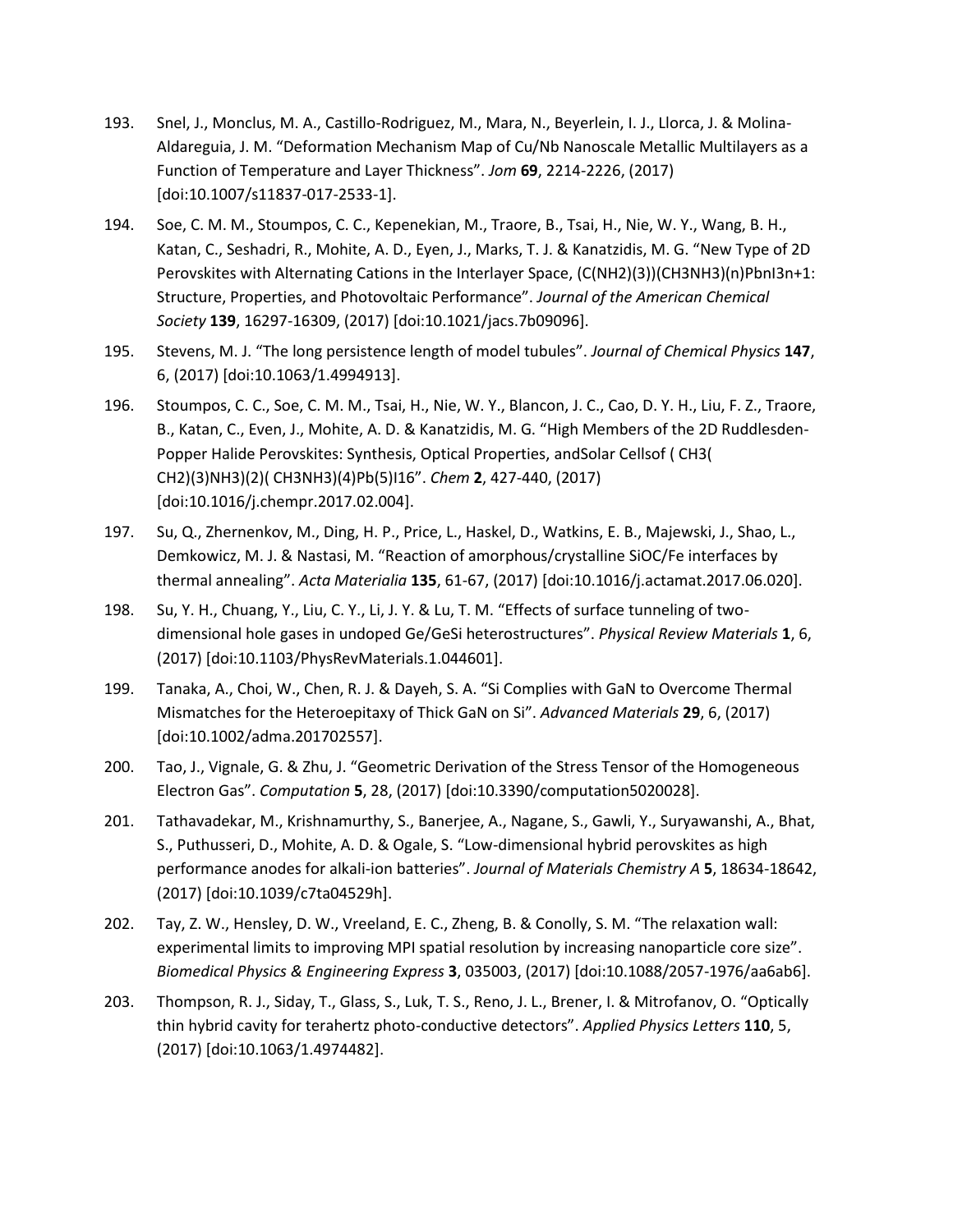193. Snel, J., Monclus, M. A., Castillo-Rodriguez, M., Mara, N., Beyerlein, I. J., Llorca, J. & Molina-Aldareguia, J. M. "Deformation Mechanism Map of Cu/Nb Nanoscale Metallic Multilayers as a Function of Temperature and Layer Thickness". *Jom* **69**, 2214-2226, (2017) [doi:10.1007/s11837-017-2533-1].

194. Soe, C. M. M., Stoumpos, C. C., Kepenekian, M., Traore, B., Tsai, H., Nie, W. Y., Wang, B. H., Katan, C., Seshadri, R., Mohite, A. D., Eyen, J., Marks, T. J. & Kanatzidis, M. G. "New Type of 2D Perovskites with Alternating Cations in the Interlayer Space, (C(NH2)(3))(CH3NH3)(n)PbnI3n+1: Structure, Properties, and Photovoltaic Performance". *Journal of the American Chemical Society* **139**, 16297-16309, (2017) [doi:10.1021/jacs.7b09096].

195. Stevens, M. J. "The long persistence length of model tubules". *Journal of Chemical Physics* **147**, 6, (2017) [doi:10.1063/1.4994913].

196. Stoumpos, C. C., Soe, C. M. M., Tsai, H., Nie, W. Y., Blancon, J. C., Cao, D. Y. H., Liu, F. Z., Traore, B., Katan, C., Even, J., Mohite, A. D. & Kanatzidis, M. G. "High Members of the 2D Ruddlesden-Popper Halide Perovskites: Synthesis, Optical Properties, andSolar Cellsof ( CH3( CH2)(3)NH3)(2)( CH3NH3)(4)Pb(5)I16". *Chem* **2**, 427-440, (2017) [doi:10.1016/j.chempr.2017.02.004].

197. Su, Q., Zhernenkov, M., Ding, H. P., Price, L., Haskel, D., Watkins, E. B., Majewski, J., Shao, L., Demkowicz, M. J. & Nastasi, M. "Reaction of amorphous/crystalline SiOC/Fe interfaces by thermal annealing". *Acta Materialia* **135**, 61-67, (2017) [doi:10.1016/j.actamat.2017.06.020].

198. Su, Y. H., Chuang, Y., Liu, C. Y., Li, J. Y. & Lu, T. M. "Effects of surface tunneling of two-dimensional hole gases in undoped Ge/GeSi heterostructures". *Physical Review Materials* **1**, 6, (2017) [doi:10.1103/PhysRevMaterials.1.044601].

199. Tanaka, A., Choi, W., Chen, R. J. & Dayeh, S. A. "Si Complies with GaN to Overcome Thermal Mismatches for the Heteroepitaxy of Thick GaN on Si". *Advanced Materials* **29**, 6, (2017) [doi:10.1002/adma.201702557].

200. Tao, J., Vignale, G. & Zhu, J. "Geometric Derivation of the Stress Tensor of the Homogeneous Electron Gas". *Computation* **5**, 28, (2017) [doi:10.3390/computation5020028].

201. Tathavadekar, M., Krishnamurthy, S., Banerjee, A., Nagane, S., Gawli, Y., Suryawanshi, A., Bhat, S., Puthusseri, D., Mohite, A. D. & Ogale, S. "Low-dimensional hybrid perovskites as high performance anodes for alkali-ion batteries". *Journal of Materials Chemistry A* **5**, 18634-18642, (2017) [doi:10.1039/c7ta04529h].

202. Tay, Z. W., Hensley, D. W., Vreeland, E. C., Zheng, B. & Conolly, S. M. "The relaxation wall: experimental limits to improving MPI spatial resolution by increasing nanoparticle core size". *Biomedical Physics & Engineering Express* **3**, 035003, (2017) [doi:10.1088/2057-1976/aa6ab6].

203. Thompson, R. J., Siday, T., Glass, S., Luk, T. S., Reno, J. L., Brener, I. & Mitrofanov, O. "Optically thin hybrid cavity for terahertz photo-conductive detectors". *Applied Physics Letters* **110**, 5, (2017) [doi:10.1063/1.4974482].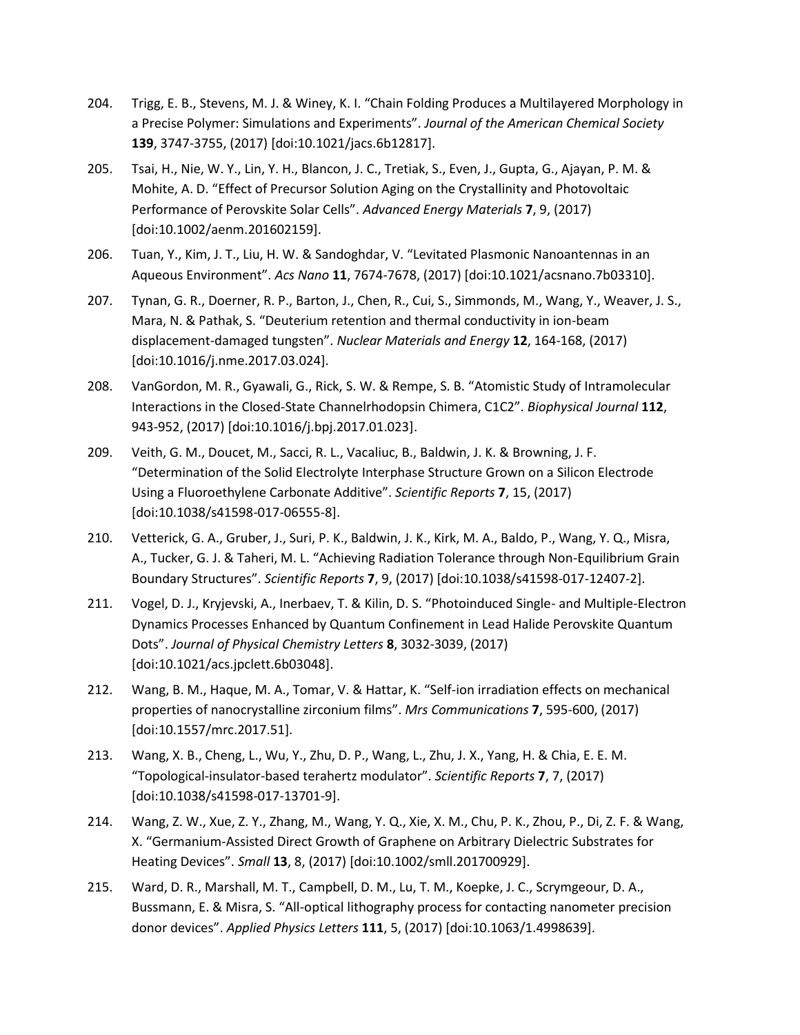204. Trigg, E. B., Stevens, M. J. & Winey, K. I. "Chain Folding Produces a Multilayered Morphology in a Precise Polymer: Simulations and Experiments". *Journal of the American Chemical Society* **139**, 3747-3755, (2017) [doi:10.1021/jacs.6b12817].

205. Tsai, H., Nie, W. Y., Lin, Y. H., Blancon, J. C., Tretiak, S., Even, J., Gupta, G., Ajayan, P. M. & Mohite, A. D. "Effect of Precursor Solution Aging on the Crystallinity and Photovoltaic Performance of Perovskite Solar Cells". *Advanced Energy Materials* **7**, 9, (2017) [doi:10.1002/aenm.201602159].

206. Tuan, Y., Kim, J. T., Liu, H. W. & Sandoghdar, V. "Levitated Plasmonic Nanoantennas in an Aqueous Environment". *Acs Nano* **11**, 7674-7678, (2017) [doi:10.1021/acsnano.7b03310].

207. Tynan, G. R., Doerner, R. P., Barton, J., Chen, R., Cui, S., Simmonds, M., Wang, Y., Weaver, J. S., Mara, N. & Pathak, S. "Deuterium retention and thermal conductivity in ion-beam displacement-damaged tungsten". *Nuclear Materials and Energy* **12**, 164-168, (2017) [doi:10.1016/j.nme.2017.03.024].

208. VanGordon, M. R., Gyawali, G., Rick, S. W. & Rempe, S. B. "Atomistic Study of Intramolecular Interactions in the Closed-State Channelrhodopsin Chimera, C1C2". *Biophysical Journal* **112**, 943-952, (2017) [doi:10.1016/j.bpj.2017.01.023].

209. Veith, G. M., Doucet, M., Sacci, R. L., Vacaliuc, B., Baldwin, J. K. & Browning, J. F. "Determination of the Solid Electrolyte Interphase Structure Grown on a Silicon Electrode Using a Fluoroethylene Carbonate Additive". *Scientific Reports* **7**, 15, (2017) [doi:10.1038/s41598-017-06555-8].

210. Vetterick, G. A., Gruber, J., Suri, P. K., Baldwin, J. K., Kirk, M. A., Baldo, P., Wang, Y. Q., Misra, A., Tucker, G. J. & Taheri, M. L. "Achieving Radiation Tolerance through Non-Equilibrium Grain Boundary Structures". *Scientific Reports* **7**, 9, (2017) [doi:10.1038/s41598-017-12407-2].

211. Vogel, D. J., Kryjevski, A., Inerbaev, T. & Kilin, D. S. "Photoinduced Single- and Multiple-Electron Dynamics Processes Enhanced by Quantum Confinement in Lead Halide Perovskite Quantum Dots". *Journal of Physical Chemistry Letters* **8**, 3032-3039, (2017) [doi:10.1021/acs.jpclett.6b03048].

212. Wang, B. M., Haque, M. A., Tomar, V. & Hattar, K. "Self-ion irradiation effects on mechanical properties of nanocrystalline zirconium films". *Mrs Communications* **7**, 595-600, (2017) [doi:10.1557/mrc.2017.51].

213. Wang, X. B., Cheng, L., Wu, Y., Zhu, D. P., Wang, L., Zhu, J. X., Yang, H. & Chia, E. E. M. "Topological-insulator-based terahertz modulator". *Scientific Reports* **7**, 7, (2017) [doi:10.1038/s41598-017-13701-9].

214. Wang, Z. W., Xue, Z. Y., Zhang, M., Wang, Y. Q., Xie, X. M., Chu, P. K., Zhou, P., Di, Z. F. & Wang, X. "Germanium-Assisted Direct Growth of Graphene on Arbitrary Dielectric Substrates for Heating Devices". *Small* **13**, 8, (2017) [doi:10.1002/smll.201700929].

215. Ward, D. R., Marshall, M. T., Campbell, D. M., Lu, T. M., Koepke, J. C., Scrymgeour, D. A., Bussmann, E. & Misra, S. "All-optical lithography process for contacting nanometer precision donor devices". *Applied Physics Letters* **111**, 5, (2017) [doi:10.1063/1.4998639].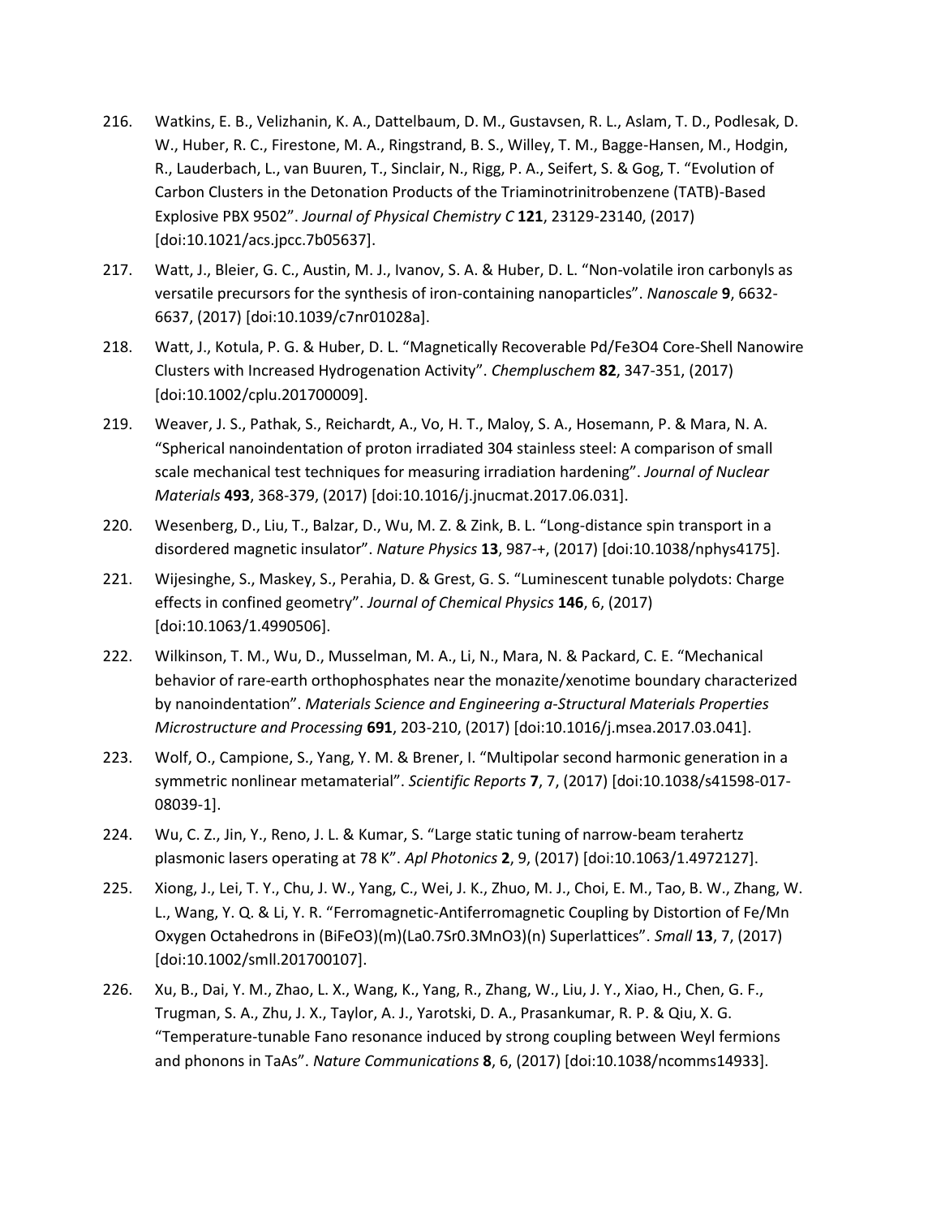216. Watkins, E. B., Velizhanin, K. A., Dattelbaum, D. M., Gustavsen, R. L., Aslam, T. D., Podlesak, D. W., Huber, R. C., Firestone, M. A., Ringstrand, B. S., Willey, T. M., Bagge-Hansen, M., Hodgin, R., Lauderbach, L., van Buuren, T., Sinclair, N., Rigg, P. A., Seifert, S. & Gog, T. "Evolution of Carbon Clusters in the Detonation Products of the Triaminotrinitrobenzene (TATB)-Based Explosive PBX 9502". *Journal of Physical Chemistry C* **121**, 23129-23140, (2017) [doi:10.1021/acs.jpcc.7b05637].

217. Watt, J., Bleier, G. C., Austin, M. J., Ivanov, S. A. & Huber, D. L. "Non-volatile iron carbonyls as versatile precursors for the synthesis of iron-containing nanoparticles". *Nanoscale* **9**, 6632-6637, (2017) [doi:10.1039/c7nr01028a].

218. Watt, J., Kotula, P. G. & Huber, D. L. "Magnetically Recoverable Pd/$Fe_3O_4$ Core-Shell Nanowire Clusters with Increased Hydrogenation Activity". *Chempluschem* **82**, 347-351, (2017) [doi:10.1002/cplu.201700009].

219. Weaver, J. S., Pathak, S., Reichardt, A., Vo, H. T., Maloy, S. A., Hosemann, P. & Mara, N. A. "Spherical nanoindentation of proton irradiated 304 stainless steel: A comparison of small scale mechanical test techniques for measuring irradiation hardening". *Journal of Nuclear Materials* **493**, 368-379, (2017) [doi:10.1016/j.jnucmat.2017.06.031].

220. Wesenberg, D., Liu, T., Balzar, D., Wu, M. Z. & Zink, B. L. "Long-distance spin transport in a disordered magnetic insulator". *Nature Physics* **13**, 987-+, (2017) [doi:10.1038/nphys4175].

221. Wijesinghe, S., Maskey, S., Perahia, D. & Grest, G. S. "Luminescent tunable polydots: Charge effects in confined geometry". *Journal of Chemical Physics* **146**, 6, (2017) [doi:10.1063/1.4990506].

222. Wilkinson, T. M., Wu, D., Musselman, M. A., Li, N., Mara, N. & Packard, C. E. "Mechanical behavior of rare-earth orthophosphates near the monazite/xenotime boundary characterized by nanoindentation". *Materials Science and Engineering a-Structural Materials Properties Microstructure and Processing* **691**, 203-210, (2017) [doi:10.1016/j.msea.2017.03.041].

223. Wolf, O., Campione, S., Yang, Y. M. & Brener, I. "Multipolar second harmonic generation in a symmetric nonlinear metamaterial". *Scientific Reports* **7**, 7, (2017) [doi:10.1038/s41598-017-08039-1].

224. Wu, C. Z., Jin, Y., Reno, J. L. & Kumar, S. "Large static tuning of narrow-beam terahertz plasmonic lasers operating at 78 K". *Apl Photonics* **2**, 9, (2017) [doi:10.1063/1.4972127].

225. Xiong, J., Lei, T. Y., Chu, J. W., Yang, C., Wei, J. K., Zhuo, M. J., Choi, E. M., Tao, B. W., Zhang, W. L., Wang, Y. Q. & Li, Y. R. "Ferromagnetic-Antiferromagnetic Coupling by Distortion of Fe/Mn Oxygen Octahedrons in $(BiFeO_3)_m(La_{0.7}Sr_{0.3}MnO_3)_n$ Superlattices". *Small* **13**, 7, (2017) [doi:10.1002/smll.201700107].

226. Xu, B., Dai, Y. M., Zhao, L. X., Wang, K., Yang, R., Zhang, W., Liu, J. Y., Xiao, H., Chen, G. F., Trugman, S. A., Zhu, J. X., Taylor, A. J., Yarotski, D. A., Prasankumar, R. P. & Qiu, X. G. "Temperature-tunable Fano resonance induced by strong coupling between Weyl fermions and phonons in TaAs". *Nature Communications* **8**, 6, (2017) [doi:10.1038/ncomms14933].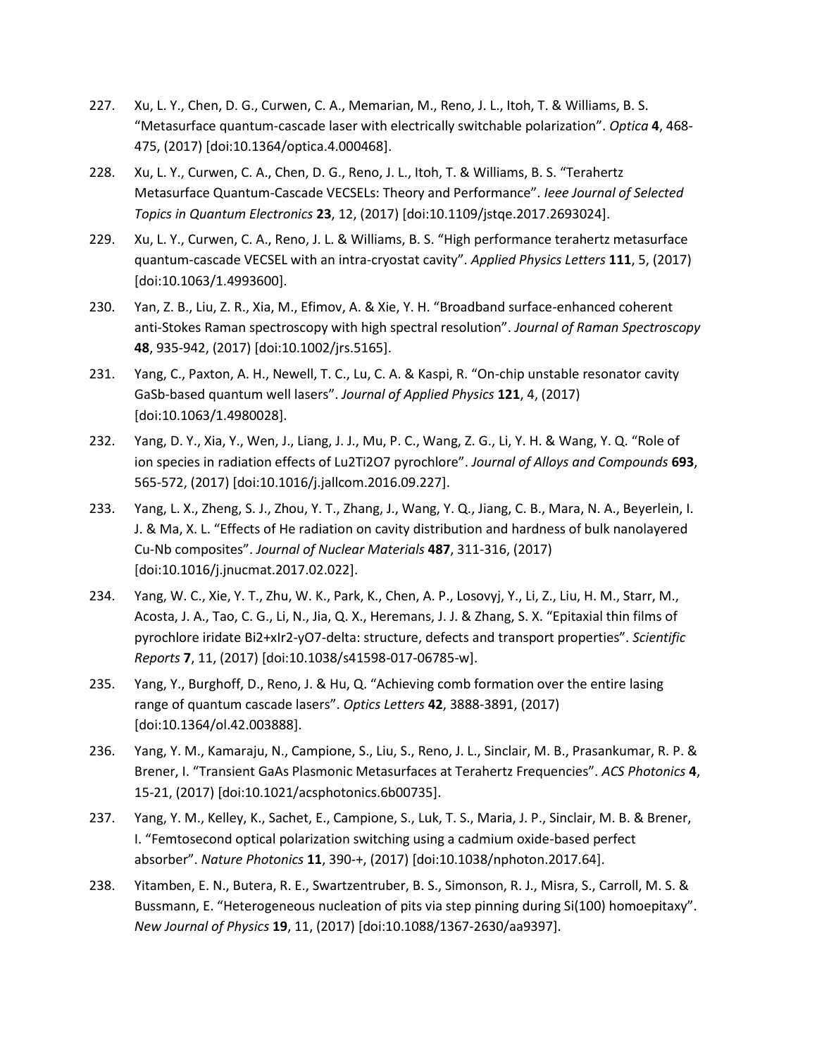227. Xu, L. Y., Chen, D. G., Curwen, C. A., Memarian, M., Reno, J. L., Itoh, T. & Williams, B. S. "Metasurface quantum-cascade laser with electrically switchable polarization". *Optica* **4**, 468-475, (2017) [doi:10.1364/optica.4.000468].

228. Xu, L. Y., Curwen, C. A., Chen, D. G., Reno, J. L., Itoh, T. & Williams, B. S. "Terahertz Metasurface Quantum-Cascade VECSELs: Theory and Performance". *Ieee Journal of Selected Topics in Quantum Electronics* **23**, 12, (2017) [doi:10.1109/jstqe.2017.2693024].

229. Xu, L. Y., Curwen, C. A., Reno, J. L. & Williams, B. S. "High performance terahertz metasurface quantum-cascade VECSEL with an intra-cryostat cavity". *Applied Physics Letters* **111**, 5, (2017) [doi:10.1063/1.4993600].

230. Yan, Z. B., Liu, Z. R., Xia, M., Efimov, A. & Xie, Y. H. "Broadband surface-enhanced coherent anti-Stokes Raman spectroscopy with high spectral resolution". *Journal of Raman Spectroscopy* **48**, 935-942, (2017) [doi:10.1002/jrs.5165].

231. Yang, C., Paxton, A. H., Newell, T. C., Lu, C. A. & Kaspi, R. "On-chip unstable resonator cavity GaSb-based quantum well lasers". *Journal of Applied Physics* **121**, 4, (2017) [doi:10.1063/1.4980028].

232. Yang, D. Y., Xia, Y., Wen, J., Liang, J. J., Mu, P. C., Wang, Z. G., Li, Y. H. & Wang, Y. Q. "Role of ion species in radiation effects of Lu2Ti2O7 pyrochlore". *Journal of Alloys and Compounds* **693**, 565-572, (2017) [doi:10.1016/j.jallcom.2016.09.227].

233. Yang, L. X., Zheng, S. J., Zhou, Y. T., Zhang, J., Wang, Y. Q., Jiang, C. B., Mara, N. A., Beyerlein, I. J. & Ma, X. L. "Effects of He radiation on cavity distribution and hardness of bulk nanolayered Cu-Nb composites". *Journal of Nuclear Materials* **487**, 311-316, (2017) [doi:10.1016/j.jnucmat.2017.02.022].

234. Yang, W. C., Xie, Y. T., Zhu, W. K., Park, K., Chen, A. P., Losovyj, Y., Li, Z., Liu, H. M., Starr, M., Acosta, J. A., Tao, C. G., Li, N., Jia, Q. X., Heremans, J. J. & Zhang, S. X. "Epitaxial thin films of pyrochlore iridate Bi2+xIr2-yO7-delta: structure, defects and transport properties". *Scientific Reports* **7**, 11, (2017) [doi:10.1038/s41598-017-06785-w].

235. Yang, Y., Burghoff, D., Reno, J. & Hu, Q. "Achieving comb formation over the entire lasing range of quantum cascade lasers". *Optics Letters* **42**, 3888-3891, (2017) [doi:10.1364/ol.42.003888].

236. Yang, Y. M., Kamaraju, N., Campione, S., Liu, S., Reno, J. L., Sinclair, M. B., Prasankumar, R. P. & Brener, I. "Transient GaAs Plasmonic Metasurfaces at Terahertz Frequencies". *ACS Photonics* **4**, 15-21, (2017) [doi:10.1021/acsphotonics.6b00735].

237. Yang, Y. M., Kelley, K., Sachet, E., Campione, S., Luk, T. S., Maria, J. P., Sinclair, M. B. & Brener, I. "Femtosecond optical polarization switching using a cadmium oxide-based perfect absorber". *Nature Photonics* **11**, 390-+, (2017) [doi:10.1038/nphoton.2017.64].

238. Yitamben, E. N., Butera, R. E., Swartzentruber, B. S., Simonson, R. J., Misra, S., Carroll, M. S. & Bussmann, E. "Heterogeneous nucleation of pits via step pinning during Si(100) homoepitaxy". *New Journal of Physics* **19**, 11, (2017) [doi:10.1088/1367-2630/aa9397].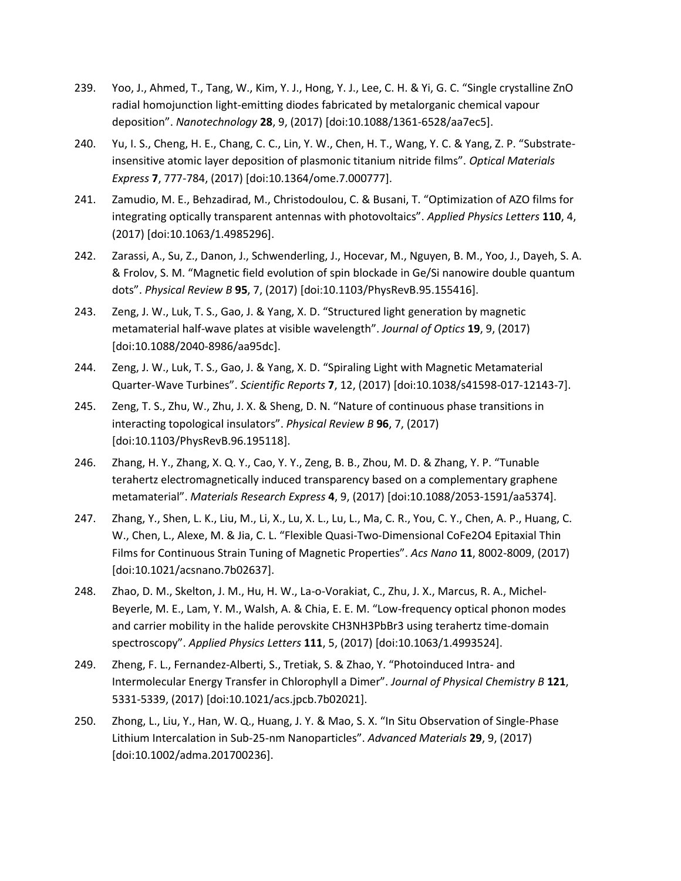239. Yoo, J., Ahmed, T., Tang, W., Kim, Y. J., Hong, Y. J., Lee, C. H. & Yi, G. C. "Single crystalline ZnO radial homojunction light-emitting diodes fabricated by metalorganic chemical vapour deposition". *Nanotechnology* **28**, 9, (2017) [doi:10.1088/1361-6528/aa7ec5].

240. Yu, I. S., Cheng, H. E., Chang, C. C., Lin, Y. W., Chen, H. T., Wang, Y. C. & Yang, Z. P. "Substrate-insensitive atomic layer deposition of plasmonic titanium nitride films". *Optical Materials Express* **7**, 777-784, (2017) [doi:10.1364/ome.7.000777].

241. Zamudio, M. E., Behzadirad, M., Christodoulou, C. & Busani, T. "Optimization of AZO films for integrating optically transparent antennas with photovoltaics". *Applied Physics Letters* **110**, 4, (2017) [doi:10.1063/1.4985296].

242. Zarassi, A., Su, Z., Danon, J., Schwenderling, J., Hocevar, M., Nguyen, B. M., Yoo, J., Dayeh, S. A. & Frolov, S. M. "Magnetic field evolution of spin blockade in Ge/Si nanowire double quantum dots". *Physical Review B* **95**, 7, (2017) [doi:10.1103/PhysRevB.95.155416].

243. Zeng, J. W., Luk, T. S., Gao, J. & Yang, X. D. "Structured light generation by magnetic metamaterial half-wave plates at visible wavelength". *Journal of Optics* **19**, 9, (2017) [doi:10.1088/2040-8986/aa95dc].

244. Zeng, J. W., Luk, T. S., Gao, J. & Yang, X. D. "Spiraling Light with Magnetic Metamaterial Quarter-Wave Turbines". *Scientific Reports* **7**, 12, (2017) [doi:10.1038/s41598-017-12143-7].

245. Zeng, T. S., Zhu, W., Zhu, J. X. & Sheng, D. N. "Nature of continuous phase transitions in interacting topological insulators". *Physical Review B* **96**, 7, (2017) [doi:10.1103/PhysRevB.96.195118].

246. Zhang, H. Y., Zhang, X. Q. Y., Cao, Y. Y., Zeng, B. B., Zhou, M. D. & Zhang, Y. P. "Tunable terahertz electromagnetically induced transparency based on a complementary graphene metamaterial". *Materials Research Express* **4**, 9, (2017) [doi:10.1088/2053-1591/aa5374].

247. Zhang, Y., Shen, L. K., Liu, M., Li, X., Lu, X. L., Lu, L., Ma, C. R., You, C. Y., Chen, A. P., Huang, C. W., Chen, L., Alexe, M. & Jia, C. L. "Flexible Quasi-Two-Dimensional $CoFe_2O_4$ Epitaxial Thin Films for Continuous Strain Tuning of Magnetic Properties". *Acs Nano* **11**, 8002-8009, (2017) [doi:10.1021/acsnano.7b02637].

248. Zhao, D. M., Skelton, J. M., Hu, H. W., La-o-Vorakiat, C., Zhu, J. X., Marcus, R. A., Michel-Beyerle, M. E., Lam, Y. M., Walsh, A. & Chia, E. E. M. "Low-frequency optical phonon modes and carrier mobility in the halide perovskite $CH_3NH_3PbBr_3$ using terahertz time-domain spectroscopy". *Applied Physics Letters* **111**, 5, (2017) [doi:10.1063/1.4993524].

249. Zheng, F. L., Fernandez-Alberti, S., Tretiak, S. & Zhao, Y. "Photoinduced Intra- and Intermolecular Energy Transfer in Chlorophyll a Dimer". *Journal of Physical Chemistry B* **121**, 5331-5339, (2017) [doi:10.1021/acs.jpcb.7b02021].

250. Zhong, L., Liu, Y., Han, W. Q., Huang, J. Y. & Mao, S. X. "In Situ Observation of Single-Phase Lithium Intercalation in Sub-25-nm Nanoparticles". *Advanced Materials* **29**, 9, (2017) [doi:10.1002/adma.201700236].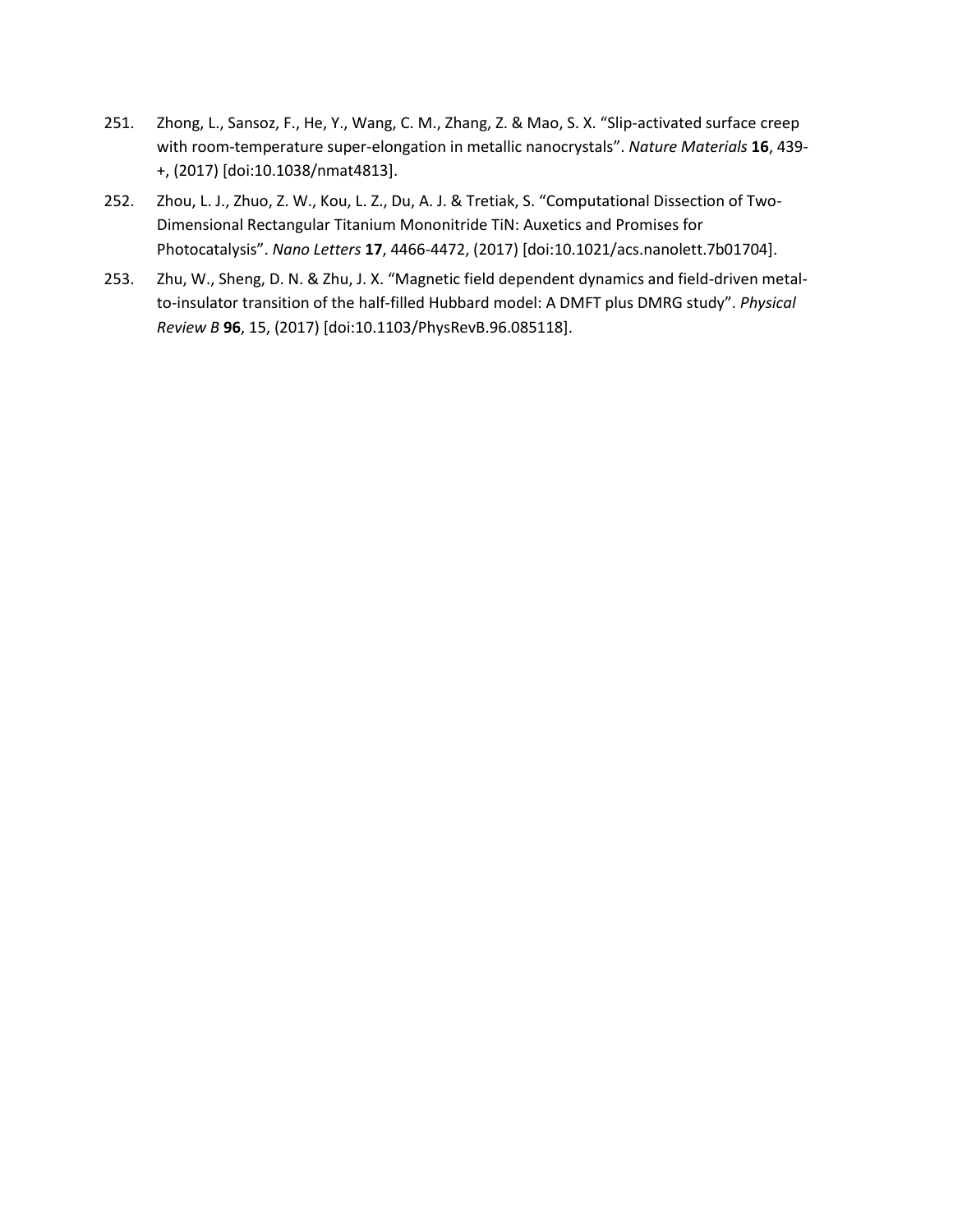251. Zhong, L., Sansoz, F., He, Y., Wang, C. M., Zhang, Z. & Mao, S. X. "Slip-activated surface creep with room-temperature super-elongation in metallic nanocrystals". *Nature Materials* **16**, 439-+, (2017) [doi:10.1038/nmat4813].

252. Zhou, L. J., Zhuo, Z. W., Kou, L. Z., Du, A. J. & Tretiak, S. "Computational Dissection of Two-Dimensional Rectangular Titanium Mononitride TiN: Auxetics and Promises for Photocatalysis". *Nano Letters* **17**, 4466-4472, (2017) [doi:10.1021/acs.nanolett.7b01704].

253. Zhu, W., Sheng, D. N. & Zhu, J. X. "Magnetic field dependent dynamics and field-driven metal-to-insulator transition of the half-filled Hubbard model: A DMFT plus DMRG study". *Physical Review B* **96**, 15, (2017) [doi:10.1103/PhysRevB.96.085118].